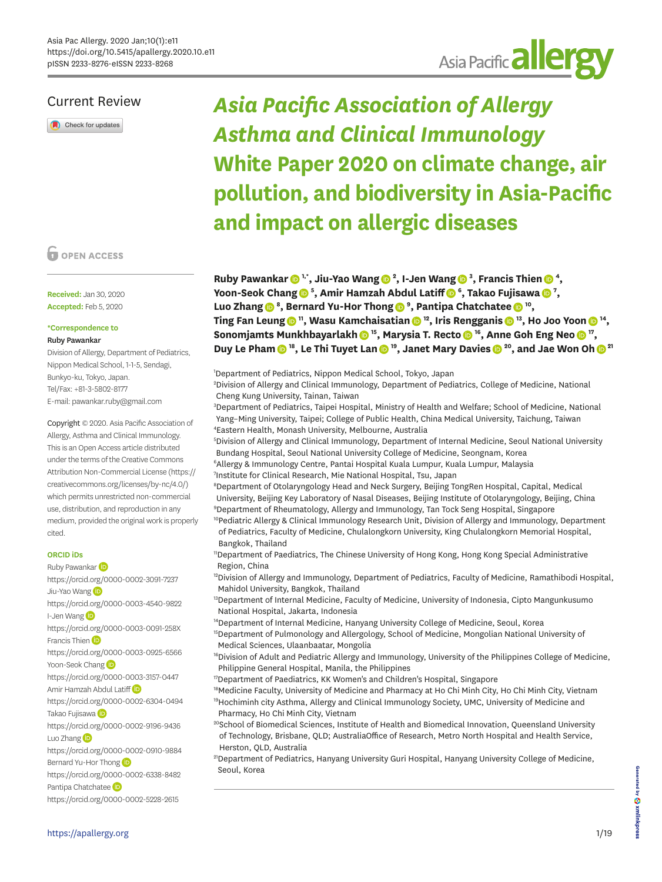Current Review

# *Asia Pacific Association of Allergy Asthma and Clinical Immunology* White Paper 2020 on climate change, air pollution, and biodiversity in Asia-Pacific and impact on allergic diseases

**Ruby Pawankar [1,*], Jiu-Yao Wang [2], I-Jen Wang [3], Francis Thien [4], Yoon-Seok Chang [5], Amir Hamzah Abdul Latiff [6], Takao Fujisawa [7], Luo Zhang [8], Bernard Yu-Hor Thong [9], Pantipa Chatchatee [10], Ting Fan Leung [11], Wasu Kamchaisatian [12], Iris Rengganis [13], Ho Joo Yoon [14], Sonomjamts Munkhbayarlakh [15], Marysia T. Recto [16], Anne Goh Eng Neo [17], Duy Le Pham [18], Le Thi Tuyet Lan [19], Janet Mary Davies [20], and Jae Won Oh [21]**

[1]Department of Pediatrics, Nippon Medical School, Tokyo, Japan
[2]Division of Allergy and Clinical Immunology, Department of Pediatrics, College of Medicine, National Cheng Kung University, Tainan, Taiwan
[3]Department of Pediatrics, Taipei Hospital, Ministry of Health and Welfare; School of Medicine, National Yang–Ming University, Taipei; College of Public Health, China Medical University, Taichung, Taiwan
[4]Eastern Health, Monash University, Melbourne, Australia
[5]Division of Allergy and Clinical Immunology, Department of Internal Medicine, Seoul National University Bundang Hospital, Seoul National University College of Medicine, Seongnam, Korea
[6]Allergy & Immunology Centre, Pantai Hospital Kuala Lumpur, Kuala Lumpur, Malaysia
[7]Institute for Clinical Research, Mie National Hospital, Tsu, Japan
[8]Department of Otolaryngology Head and Neck Surgery, Beijing TongRen Hospital, Capital, Medical University, Beijing Key Laboratory of Nasal Diseases, Beijing Institute of Otolaryngology, Beijing, China
[9]Department of Rheumatology, Allergy and Immunology, Tan Tock Seng Hospital, Singapore
[10]Pediatric Allergy & Clinical Immunology Research Unit, Division of Allergy and Immunology, Department of Pediatrics, Faculty of Medicine, Chulalongkorn University, King Chulalongkorn Memorial Hospital, Bangkok, Thailand
[11]Department of Paediatrics, The Chinese University of Hong Kong, Hong Kong Special Administrative Region, China
[12]Division of Allergy and Immunology, Department of Pediatrics, Faculty of Medicine, Ramathibodi Hospital, Mahidol University, Bangkok, Thailand
[13]Department of Internal Medicine, Faculty of Medicine, University of Indonesia, Cipto Mangunkusumo National Hospital, Jakarta, Indonesia
[14]Department of Internal Medicine, Hanyang University College of Medicine, Seoul, Korea
[15]Department of Pulmonology and Allergology, School of Medicine, Mongolian National University of Medical Sciences, Ulaanbaatar, Mongolia
[16]Division of Adult and Pediatric Allergy and Immunology, University of the Philippines College of Medicine, Philippine General Hospital, Manila, the Philippines
[17]Department of Paediatrics, KK Women's and Children's Hospital, Singapore
[18]Medicine Faculty, University of Medicine and Pharmacy at Ho Chi Minh City, Ho Chi Minh City, Vietnam
[19]Hochiminh city Asthma, Allergy and Clinical Immunology Society, UMC, University of Medicine and Pharmacy, Ho Chi Minh City, Vietnam
[20]School of Biomedical Sciences, Institute of Health and Biomedical Innovation, Queensland University of Technology, Brisbane, QLD; AustraliaOffice of Research, Metro North Hospital and Health Service, Herston, QLD, Australia
[21]Department of Pediatrics, Hanyang University Guri Hospital, Hanyang University College of Medicine, Seoul, Korea

OPEN ACCESS

**Received:** Jan 30, 2020
**Accepted:** Feb 5, 2020

***Correspondence to**
**Ruby Pawankar**
Division of Allergy, Department of Pediatrics, Nippon Medical School, 1-1-5, Sendagi, Bunkyo-ku, Tokyo, Japan.
Tel/Fax: +81-3-5802-8177
E-mail: pawankar.ruby@gmail.com

Copyright © 2020. Asia Pacific Association of Allergy, Asthma and Clinical Immunology.
This is an Open Access article distributed under the terms of the Creative Commons Attribution Non-Commercial License (https://creativecommons.org/licenses/by-nc/4.0/) which permits unrestricted non-commercial use, distribution, and reproduction in any medium, provided the original work is properly cited.

**ORCID iDs**
Ruby Pawankar
https://orcid.org/0000-0002-3091-7237
Jiu-Yao Wang
https://orcid.org/0000-0003-4540-9822
I-Jen Wang
https://orcid.org/0000-0003-0091-258X
Francis Thien
https://orcid.org/0000-0003-0925-6566
Yoon-Seok Chang
https://orcid.org/0000-0003-3157-0447
Amir Hamzah Abdul Latiff
https://orcid.org/0000-0002-6304-0494
Takao Fujisawa
https://orcid.org/0000-0002-9196-9436
Luo Zhang
https://orcid.org/0000-0002-0910-9884
Bernard Yu-Hor Thong
https://orcid.org/0000-0002-6338-8482
Pantipa Chatchatee
https://orcid.org/0000-0002-5228-2615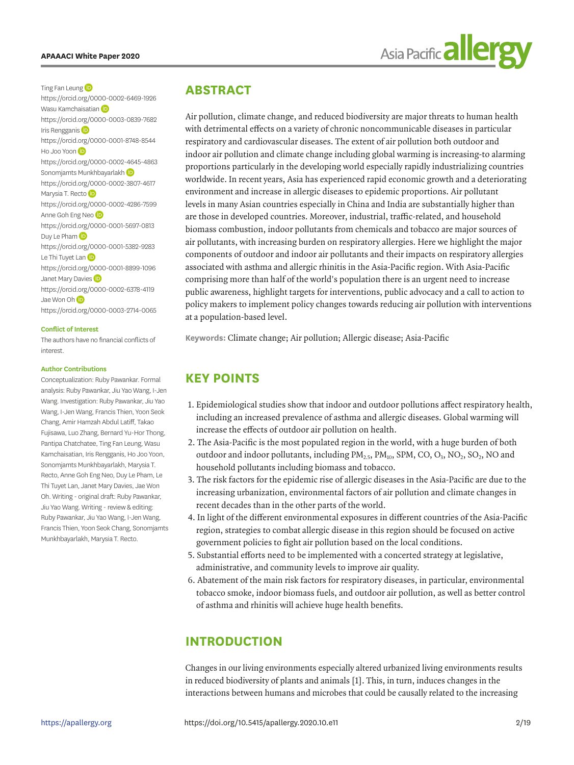Ting Fan Leung
https://orcid.org/0000-0002-6469-1926
Wasu Kamchaisatian
https://orcid.org/0000-0003-0839-7682
Iris Rengganis
https://orcid.org/0000-0001-8748-8544
Ho Joo Yoon
https://orcid.org/0000-0002-4645-4863
Sonomjamts Munkhbayarlakh
https://orcid.org/0000-0002-3807-4617
Marysia T. Recto
https://orcid.org/0000-0002-4286-7599
Anne Goh Eng Neo
https://orcid.org/0000-0001-5697-0813
Duy Le Pham
https://orcid.org/0000-0001-5382-9283
Le Thi Tuyet Lan
https://orcid.org/0000-0001-8899-1096
Janet Mary Davies
https://orcid.org/0000-0002-6378-4119
Jae Won Oh
https://orcid.org/0000-0003-2714-0065

**Conflict of Interest**

The authors have no financial conflicts of interest.

**Author Contributions**

Conceptualization: Ruby Pawankar. Formal analysis: Ruby Pawankar, Jiu Yao Wang, I-Jen Wang. Investigation: Ruby Pawankar, Jiu Yao Wang, I-Jen Wang, Francis Thien, Yoon Seok Chang, Amir Hamzah Abdul Latiff, Takao Fujisawa, Luo Zhang, Bernard Yu-Hor Thong, Pantipa Chatchatee, Ting Fan Leung, Wasu Kamchaisatian, Iris Rengganis, Ho Joo Yoon, Sonomjamts Munkhbayarlakh, Marysia T. Recto, Anne Goh Eng Neo, Duy Le Pham, Le Thi Tuyet Lan, Janet Mary Davies, Jae Won Oh. Writing - original draft: Ruby Pawankar, Jiu Yao Wang. Writing - review & editing: Ruby Pawankar, Jiu Yao Wang, I-Jen Wang, Francis Thien, Yoon Seok Chang, Sonomjamts Munkhbayarlakh, Marysia T. Recto.

## ABSTRACT

Air pollution, climate change, and reduced biodiversity are major threats to human health with detrimental effects on a variety of chronic noncommunicable diseases in particular respiratory and cardiovascular diseases. The extent of air pollution both outdoor and indoor air pollution and climate change including global warming is increasing-to alarming proportions particularly in the developing world especially rapidly industrializing countries worldwide. In recent years, Asia has experienced rapid economic growth and a deteriorating environment and increase in allergic diseases to epidemic proportions. Air pollutant levels in many Asian countries especially in China and India are substantially higher than are those in developed countries. Moreover, industrial, traffic-related, and household biomass combustion, indoor pollutants from chemicals and tobacco are major sources of air pollutants, with increasing burden on respiratory allergies. Here we highlight the major components of outdoor and indoor air pollutants and their impacts on respiratory allergies associated with asthma and allergic rhinitis in the Asia-Pacific region. With Asia-Pacific comprising more than half of the world's population there is an urgent need to increase public awareness, highlight targets for interventions, public advocacy and a call to action to policy makers to implement policy changes towards reducing air pollution with interventions at a population-based level.

**Keywords:** Climate change; Air pollution; Allergic disease; Asia-Pacific

## KEY POINTS

1. Epidemiological studies show that indoor and outdoor pollutions affect respiratory health, including an increased prevalence of asthma and allergic diseases. Global warming will increase the effects of outdoor air pollution on health.
2. The Asia-Pacific is the most populated region in the world, with a huge burden of both outdoor and indoor pollutants, including $PM_{2.5}$, $PM_{10}$, SPM, CO, $O_3$, $NO_2$, $SO_2$, NO and household pollutants including biomass and tobacco.
3. The risk factors for the epidemic rise of allergic diseases in the Asia-Pacific are due to the increasing urbanization, environmental factors of air pollution and climate changes in recent decades than in the other parts of the world.
4. In light of the different environmental exposures in different countries of the Asia-Pacific region, strategies to combat allergic disease in this region should be focused on active government policies to fight air pollution based on the local conditions.
5. Substantial efforts need to be implemented with a concerted strategy at legislative, administrative, and community levels to improve air quality.
6. Abatement of the main risk factors for respiratory diseases, in particular, environmental tobacco smoke, indoor biomass fuels, and outdoor air pollution, as well as better control of asthma and rhinitis will achieve huge health benefits.

## INTRODUCTION

Changes in our living environments especially altered urbanized living environments results in reduced biodiversity of plants and animals [1]. This, in turn, induces changes in the interactions between humans and microbes that could be causally related to the increasing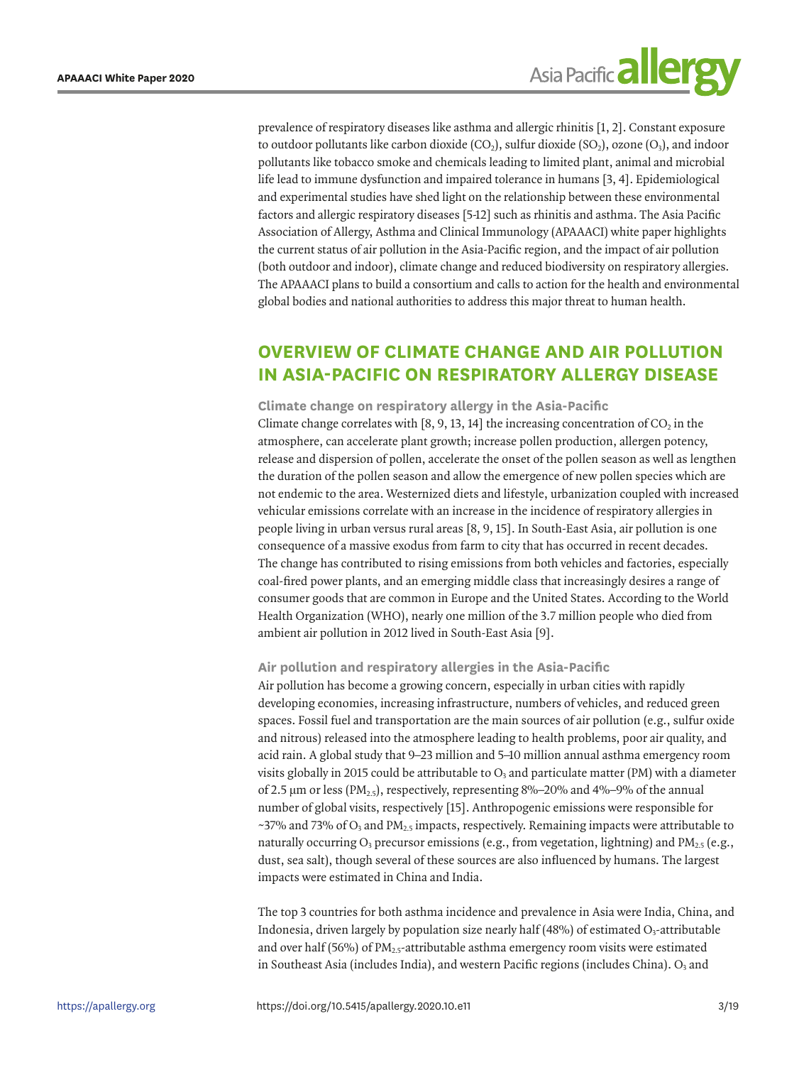prevalence of respiratory diseases like asthma and allergic rhinitis [1, 2]. Constant exposure to outdoor pollutants like carbon dioxide ($CO_2$), sulfur dioxide ($SO_2$), ozone ($O_3$), and indoor pollutants like tobacco smoke and chemicals leading to limited plant, animal and microbial life lead to immune dysfunction and impaired tolerance in humans [3, 4]. Epidemiological and experimental studies have shed light on the relationship between these environmental factors and allergic respiratory diseases [5-12] such as rhinitis and asthma. The Asia Pacific Association of Allergy, Asthma and Clinical Immunology (APAAACI) white paper highlights the current status of air pollution in the Asia-Pacific region, and the impact of air pollution (both outdoor and indoor), climate change and reduced biodiversity on respiratory allergies. The APAAACI plans to build a consortium and calls to action for the health and environmental global bodies and national authorities to address this major threat to human health.

## OVERVIEW OF CLIMATE CHANGE AND AIR POLLUTION IN ASIA-PACIFIC ON RESPIRATORY ALLERGY DISEASE

### Climate change on respiratory allergy in the Asia-Pacific

Climate change correlates with [8, 9, 13, 14] the increasing concentration of $CO_2$ in the atmosphere, can accelerate plant growth; increase pollen production, allergen potency, release and dispersion of pollen, accelerate the onset of the pollen season as well as lengthen the duration of the pollen season and allow the emergence of new pollen species which are not endemic to the area. Westernized diets and lifestyle, urbanization coupled with increased vehicular emissions correlate with an increase in the incidence of respiratory allergies in people living in urban versus rural areas [8, 9, 15]. In South-East Asia, air pollution is one consequence of a massive exodus from farm to city that has occurred in recent decades. The change has contributed to rising emissions from both vehicles and factories, especially coal-fired power plants, and an emerging middle class that increasingly desires a range of consumer goods that are common in Europe and the United States. According to the World Health Organization (WHO), nearly one million of the 3.7 million people who died from ambient air pollution in 2012 lived in South-East Asia [9].

### Air pollution and respiratory allergies in the Asia-Pacific

Air pollution has become a growing concern, especially in urban cities with rapidly developing economies, increasing infrastructure, numbers of vehicles, and reduced green spaces. Fossil fuel and transportation are the main sources of air pollution (e.g., sulfur oxide and nitrous) released into the atmosphere leading to health problems, poor air quality, and acid rain. A global study that 9–23 million and 5–10 million annual asthma emergency room visits globally in 2015 could be attributable to $O_3$ and particulate matter (PM) with a diameter of 2.5 μm or less ($PM_{2.5}$), respectively, representing 8%–20% and 4%–9% of the annual number of global visits, respectively [15]. Anthropogenic emissions were responsible for ~37% and 73% of $O_3$ and $PM_{2.5}$ impacts, respectively. Remaining impacts were attributable to naturally occurring $O_3$ precursor emissions (e.g., from vegetation, lightning) and $PM_{2.5}$ (e.g., dust, sea salt), though several of these sources are also influenced by humans. The largest impacts were estimated in China and India.

The top 3 countries for both asthma incidence and prevalence in Asia were India, China, and Indonesia, driven largely by population size nearly half (48%) of estimated $O_3$-attributable and over half (56%) of $PM_{2.5}$-attributable asthma emergency room visits were estimated in Southeast Asia (includes India), and western Pacific regions (includes China). $O_3$ and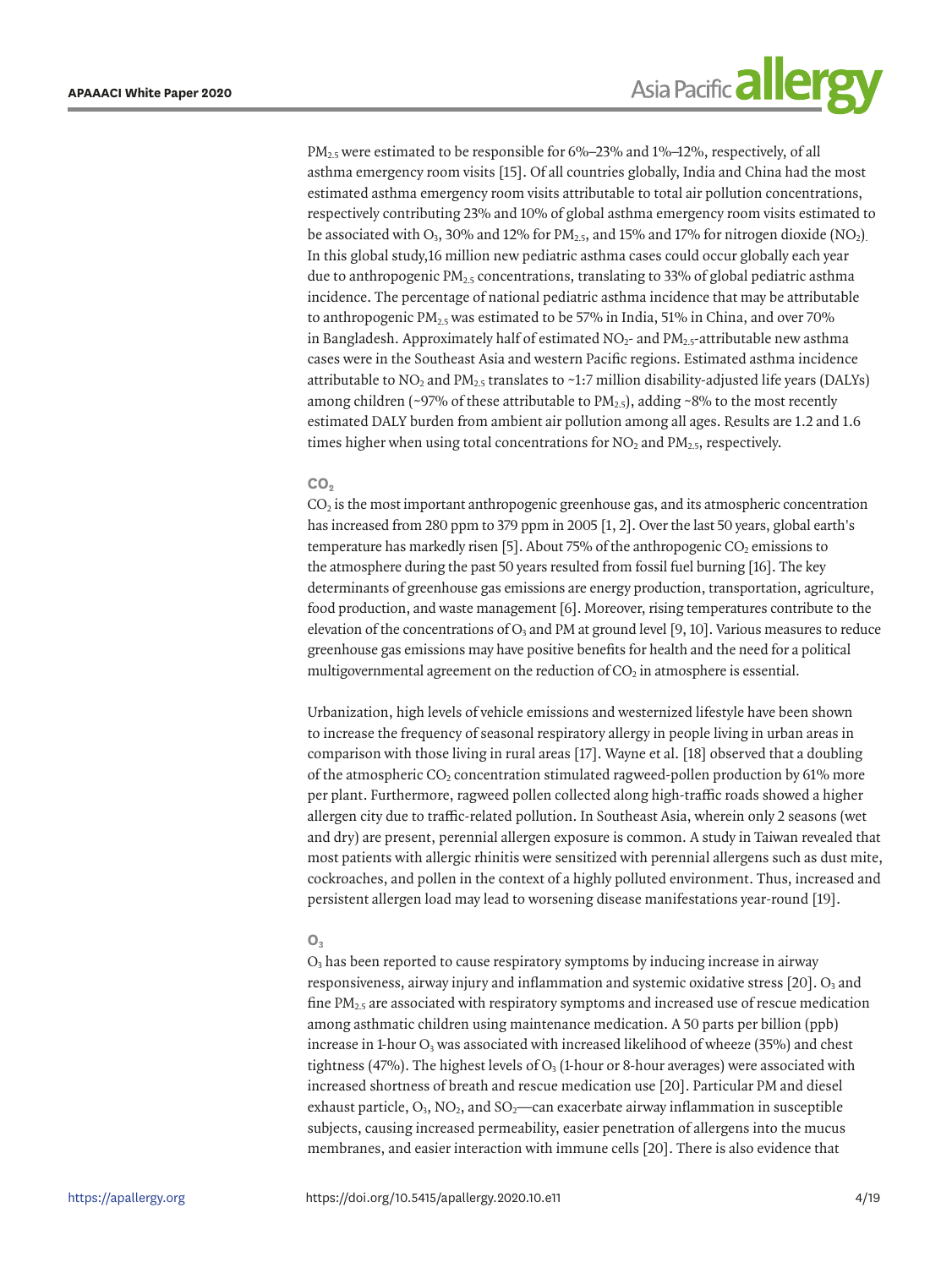$PM_{2.5}$ were estimated to be responsible for 6%–23% and 1%–12%, respectively, of all asthma emergency room visits [15]. Of all countries globally, India and China had the most estimated asthma emergency room visits attributable to total air pollution concentrations, respectively contributing 23% and 10% of global asthma emergency room visits estimated to be associated with $O_3$, 30% and 12% for $PM_{2.5}$, and 15% and 17% for nitrogen dioxide ($NO_2$). In this global study,16 million new pediatric asthma cases could occur globally each year due to anthropogenic $PM_{2.5}$ concentrations, translating to 33% of global pediatric asthma incidence. The percentage of national pediatric asthma incidence that may be attributable to anthropogenic $PM_{2.5}$ was estimated to be 57% in India, 51% in China, and over 70% in Bangladesh. Approximately half of estimated $NO_2$- and $PM_{2.5}$-attributable new asthma cases were in the Southeast Asia and western Pacific regions. Estimated asthma incidence attributable to $NO_2$ and $PM_{2.5}$ translates to ~1:7 million disability-adjusted life years (DALYs) among children (~97% of these attributable to $PM_{2.5}$), adding ~8% to the most recently estimated DALY burden from ambient air pollution among all ages. Results are 1.2 and 1.6 times higher when using total concentrations for $NO_2$ and $PM_{2.5}$, respectively.

### $CO_2$

$CO_2$ is the most important anthropogenic greenhouse gas, and its atmospheric concentration has increased from 280 ppm to 379 ppm in 2005 [1, 2]. Over the last 50 years, global earth's temperature has markedly risen [5]. About 75% of the anthropogenic $CO_2$ emissions to the atmosphere during the past 50 years resulted from fossil fuel burning [16]. The key determinants of greenhouse gas emissions are energy production, transportation, agriculture, food production, and waste management [6]. Moreover, rising temperatures contribute to the elevation of the concentrations of $O_3$ and PM at ground level [9, 10]. Various measures to reduce greenhouse gas emissions may have positive benefits for health and the need for a political multigovernmental agreement on the reduction of $CO_2$ in atmosphere is essential.

Urbanization, high levels of vehicle emissions and westernized lifestyle have been shown to increase the frequency of seasonal respiratory allergy in people living in urban areas in comparison with those living in rural areas [17]. Wayne et al. [18] observed that a doubling of the atmospheric $CO_2$ concentration stimulated ragweed-pollen production by 61% more per plant. Furthermore, ragweed pollen collected along high-traffic roads showed a higher allergen city due to traffic-related pollution. In Southeast Asia, wherein only 2 seasons (wet and dry) are present, perennial allergen exposure is common. A study in Taiwan revealed that most patients with allergic rhinitis were sensitized with perennial allergens such as dust mite, cockroaches, and pollen in the context of a highly polluted environment. Thus, increased and persistent allergen load may lead to worsening disease manifestations year-round [19].

### $O_3$

$O_3$ has been reported to cause respiratory symptoms by inducing increase in airway responsiveness, airway injury and inflammation and systemic oxidative stress [20]. $O_3$ and fine $PM_{2.5}$ are associated with respiratory symptoms and increased use of rescue medication among asthmatic children using maintenance medication. A 50 parts per billion (ppb) increase in 1-hour $O_3$ was associated with increased likelihood of wheeze (35%) and chest tightness (47%). The highest levels of $O_3$ (1-hour or 8-hour averages) were associated with increased shortness of breath and rescue medication use [20]. Particular PM and diesel exhaust particle, $O_3$, $NO_2$, and $SO_2$—can exacerbate airway inflammation in susceptible subjects, causing increased permeability, easier penetration of allergens into the mucus membranes, and easier interaction with immune cells [20]. There is also evidence that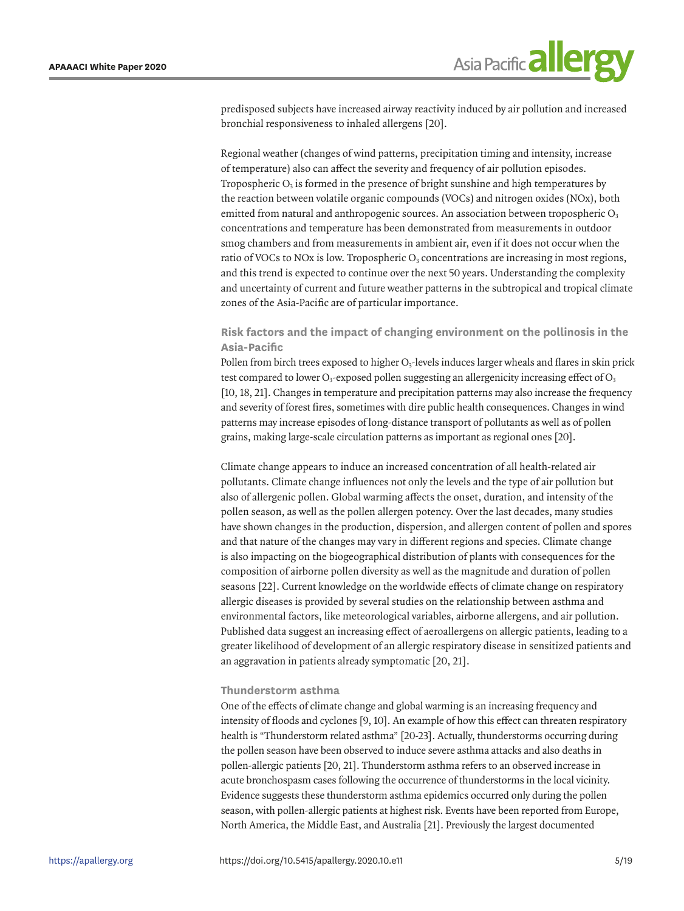predisposed subjects have increased airway reactivity induced by air pollution and increased bronchial responsiveness to inhaled allergens [20].

Regional weather (changes of wind patterns, precipitation timing and intensity, increase of temperature) also can affect the severity and frequency of air pollution episodes. Tropospheric $O_3$ is formed in the presence of bright sunshine and high temperatures by the reaction between volatile organic compounds (VOCs) and nitrogen oxides (NOx), both emitted from natural and anthropogenic sources. An association between tropospheric $O_3$ concentrations and temperature has been demonstrated from measurements in outdoor smog chambers and from measurements in ambient air, even if it does not occur when the ratio of VOCs to NOx is low. Tropospheric $O_3$ concentrations are increasing in most regions, and this trend is expected to continue over the next 50 years. Understanding the complexity and uncertainty of current and future weather patterns in the subtropical and tropical climate zones of the Asia-Pacific are of particular importance.

### Risk factors and the impact of changing environment on the pollinosis in the Asia-Pacific

Pollen from birch trees exposed to higher $O_3$-levels induces larger wheals and flares in skin prick test compared to lower $O_3$-exposed pollen suggesting an allergenicity increasing effect of $O_3$ [10, 18, 21]. Changes in temperature and precipitation patterns may also increase the frequency and severity of forest fires, sometimes with dire public health consequences. Changes in wind patterns may increase episodes of long-distance transport of pollutants as well as of pollen grains, making large-scale circulation patterns as important as regional ones [20].

Climate change appears to induce an increased concentration of all health-related air pollutants. Climate change influences not only the levels and the type of air pollution but also of allergenic pollen. Global warming affects the onset, duration, and intensity of the pollen season, as well as the pollen allergen potency. Over the last decades, many studies have shown changes in the production, dispersion, and allergen content of pollen and spores and that nature of the changes may vary in different regions and species. Climate change is also impacting on the biogeographical distribution of plants with consequences for the composition of airborne pollen diversity as well as the magnitude and duration of pollen seasons [22]. Current knowledge on the worldwide effects of climate change on respiratory allergic diseases is provided by several studies on the relationship between asthma and environmental factors, like meteorological variables, airborne allergens, and air pollution. Published data suggest an increasing effect of aeroallergens on allergic patients, leading to a greater likelihood of development of an allergic respiratory disease in sensitized patients and an aggravation in patients already symptomatic [20, 21].

### Thunderstorm asthma

One of the effects of climate change and global warming is an increasing frequency and intensity of floods and cyclones [9, 10]. An example of how this effect can threaten respiratory health is "Thunderstorm related asthma" [20-23]. Actually, thunderstorms occurring during the pollen season have been observed to induce severe asthma attacks and also deaths in pollen-allergic patients [20, 21]. Thunderstorm asthma refers to an observed increase in acute bronchospasm cases following the occurrence of thunderstorms in the local vicinity. Evidence suggests these thunderstorm asthma epidemics occurred only during the pollen season, with pollen-allergic patients at highest risk. Events have been reported from Europe, North America, the Middle East, and Australia [21]. Previously the largest documented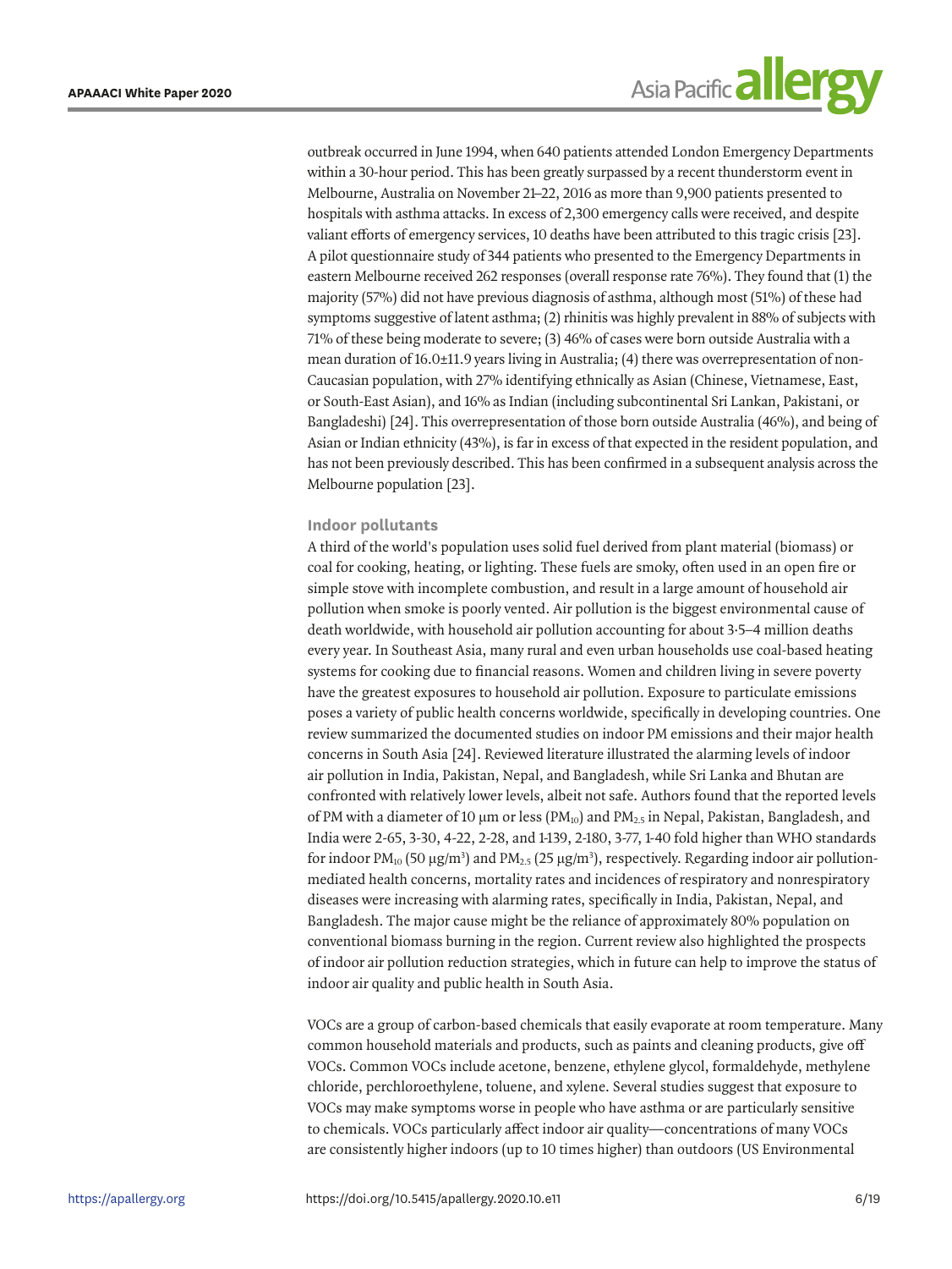outbreak occurred in June 1994, when 640 patients attended London Emergency Departments within a 30-hour period. This has been greatly surpassed by a recent thunderstorm event in Melbourne, Australia on November 21–22, 2016 as more than 9,900 patients presented to hospitals with asthma attacks. In excess of 2,300 emergency calls were received, and despite valiant efforts of emergency services, 10 deaths have been attributed to this tragic crisis [23]. A pilot questionnaire study of 344 patients who presented to the Emergency Departments in eastern Melbourne received 262 responses (overall response rate 76%). They found that (1) the majority (57%) did not have previous diagnosis of asthma, although most (51%) of these had symptoms suggestive of latent asthma; (2) rhinitis was highly prevalent in 88% of subjects with 71% of these being moderate to severe; (3) 46% of cases were born outside Australia with a mean duration of 16.0±11.9 years living in Australia; (4) there was overrepresentation of non-Caucasian population, with 27% identifying ethnically as Asian (Chinese, Vietnamese, East, or South-East Asian), and 16% as Indian (including subcontinental Sri Lankan, Pakistani, or Bangladeshi) [24]. This overrepresentation of those born outside Australia (46%), and being of Asian or Indian ethnicity (43%), is far in excess of that expected in the resident population, and has not been previously described. This has been confirmed in a subsequent analysis across the Melbourne population [23].

### Indoor pollutants

A third of the world's population uses solid fuel derived from plant material (biomass) or coal for cooking, heating, or lighting. These fuels are smoky, often used in an open fire or simple stove with incomplete combustion, and result in a large amount of household air pollution when smoke is poorly vented. Air pollution is the biggest environmental cause of death worldwide, with household air pollution accounting for about 3·5–4 million deaths every year. In Southeast Asia, many rural and even urban households use coal-based heating systems for cooking due to financial reasons. Women and children living in severe poverty have the greatest exposures to household air pollution. Exposure to particulate emissions poses a variety of public health concerns worldwide, specifically in developing countries. One review summarized the documented studies on indoor PM emissions and their major health concerns in South Asia [24]. Reviewed literature illustrated the alarming levels of indoor air pollution in India, Pakistan, Nepal, and Bangladesh, while Sri Lanka and Bhutan are confronted with relatively lower levels, albeit not safe. Authors found that the reported levels of PM with a diameter of 10 μm or less ($PM_{10}$) and $PM_{2.5}$ in Nepal, Pakistan, Bangladesh, and India were 2-65, 3-30, 4-22, 2-28, and 1-139, 2-180, 3-77, 1-40 fold higher than WHO standards for indoor $PM_{10}$ (50 μg/m$^3$) and $PM_{2.5}$ (25 μg/m$^3$), respectively. Regarding indoor air pollution-mediated health concerns, mortality rates and incidences of respiratory and nonrespiratory diseases were increasing with alarming rates, specifically in India, Pakistan, Nepal, and Bangladesh. The major cause might be the reliance of approximately 80% population on conventional biomass burning in the region. Current review also highlighted the prospects of indoor air pollution reduction strategies, which in future can help to improve the status of indoor air quality and public health in South Asia.

VOCs are a group of carbon-based chemicals that easily evaporate at room temperature. Many common household materials and products, such as paints and cleaning products, give off VOCs. Common VOCs include acetone, benzene, ethylene glycol, formaldehyde, methylene chloride, perchloroethylene, toluene, and xylene. Several studies suggest that exposure to VOCs may make symptoms worse in people who have asthma or are particularly sensitive to chemicals. VOCs particularly affect indoor air quality—concentrations of many VOCs are consistently higher indoors (up to 10 times higher) than outdoors (US Environmental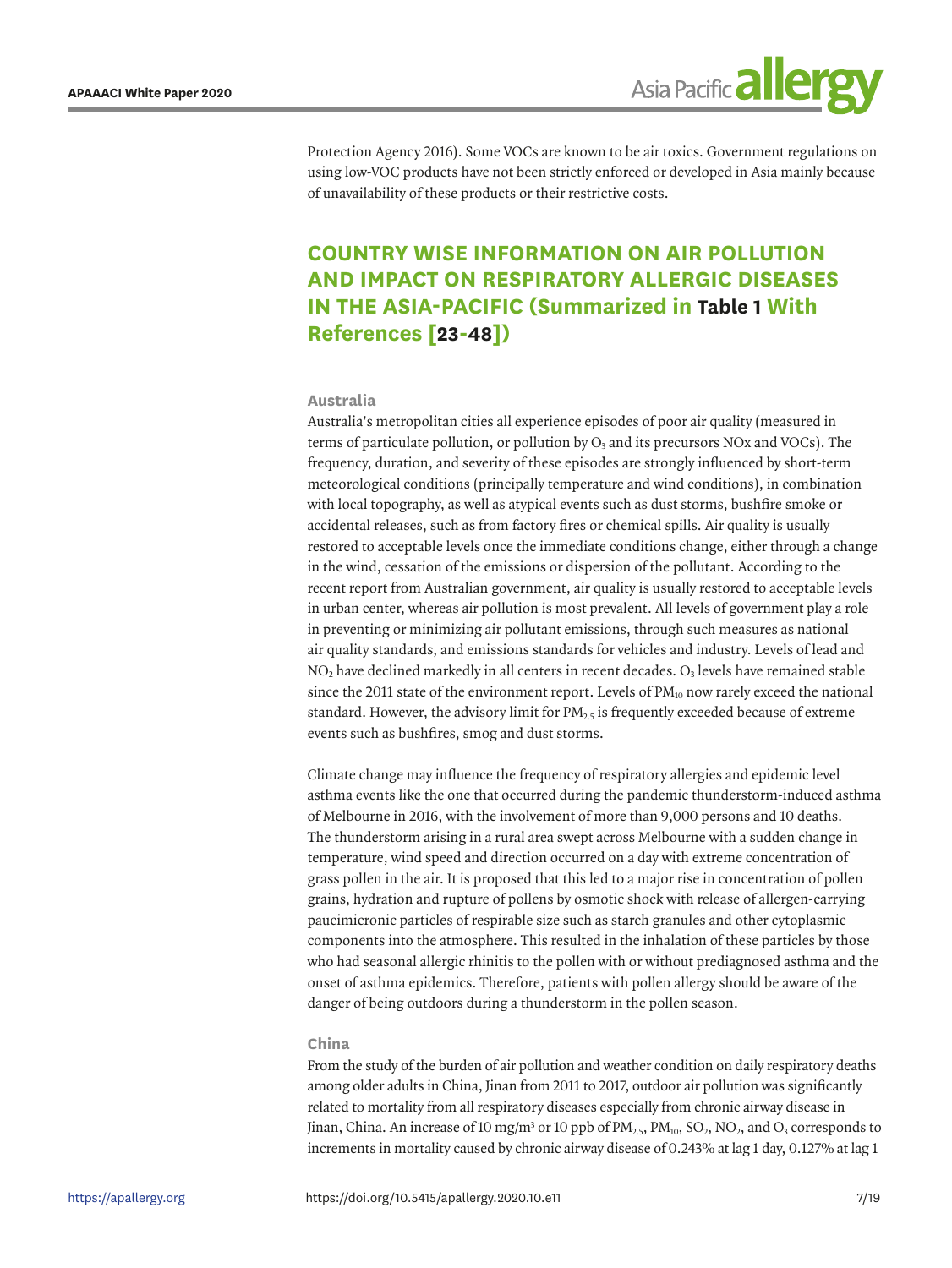Protection Agency 2016). Some VOCs are known to be air toxics. Government regulations on using low-VOC products have not been strictly enforced or developed in Asia mainly because of unavailability of these products or their restrictive costs.

## COUNTRY WISE INFORMATION ON AIR POLLUTION AND IMPACT ON RESPIRATORY ALLERGIC DISEASES IN THE ASIA-PACIFIC (Summarized in Table 1 With References [23-48])

### Australia

Australia's metropolitan cities all experience episodes of poor air quality (measured in terms of particulate pollution, or pollution by $O_3$ and its precursors NOx and VOCs). The frequency, duration, and severity of these episodes are strongly influenced by short-term meteorological conditions (principally temperature and wind conditions), in combination with local topography, as well as atypical events such as dust storms, bushfire smoke or accidental releases, such as from factory fires or chemical spills. Air quality is usually restored to acceptable levels once the immediate conditions change, either through a change in the wind, cessation of the emissions or dispersion of the pollutant. According to the recent report from Australian government, air quality is usually restored to acceptable levels in urban center, whereas air pollution is most prevalent. All levels of government play a role in preventing or minimizing air pollutant emissions, through such measures as national air quality standards, and emissions standards for vehicles and industry. Levels of lead and $NO_2$ have declined markedly in all centers in recent decades. $O_3$ levels have remained stable since the 2011 state of the environment report. Levels of $PM_{10}$ now rarely exceed the national standard. However, the advisory limit for $PM_{2.5}$ is frequently exceeded because of extreme events such as bushfires, smog and dust storms.

Climate change may influence the frequency of respiratory allergies and epidemic level asthma events like the one that occurred during the pandemic thunderstorm-induced asthma of Melbourne in 2016, with the involvement of more than 9,000 persons and 10 deaths. The thunderstorm arising in a rural area swept across Melbourne with a sudden change in temperature, wind speed and direction occurred on a day with extreme concentration of grass pollen in the air. It is proposed that this led to a major rise in concentration of pollen grains, hydration and rupture of pollens by osmotic shock with release of allergen-carrying paucimicronic particles of respirable size such as starch granules and other cytoplasmic components into the atmosphere. This resulted in the inhalation of these particles by those who had seasonal allergic rhinitis to the pollen with or without prediagnosed asthma and the onset of asthma epidemics. Therefore, patients with pollen allergy should be aware of the danger of being outdoors during a thunderstorm in the pollen season.

### China

From the study of the burden of air pollution and weather condition on daily respiratory deaths among older adults in China, Jinan from 2011 to 2017, outdoor air pollution was significantly related to mortality from all respiratory diseases especially from chronic airway disease in Jinan, China. An increase of 10 mg/m$^3$ or 10 ppb of $PM_{2.5}$, $PM_{10}$, $SO_2$, $NO_2$, and $O_3$ corresponds to increments in mortality caused by chronic airway disease of 0.243% at lag 1 day, 0.127% at lag 1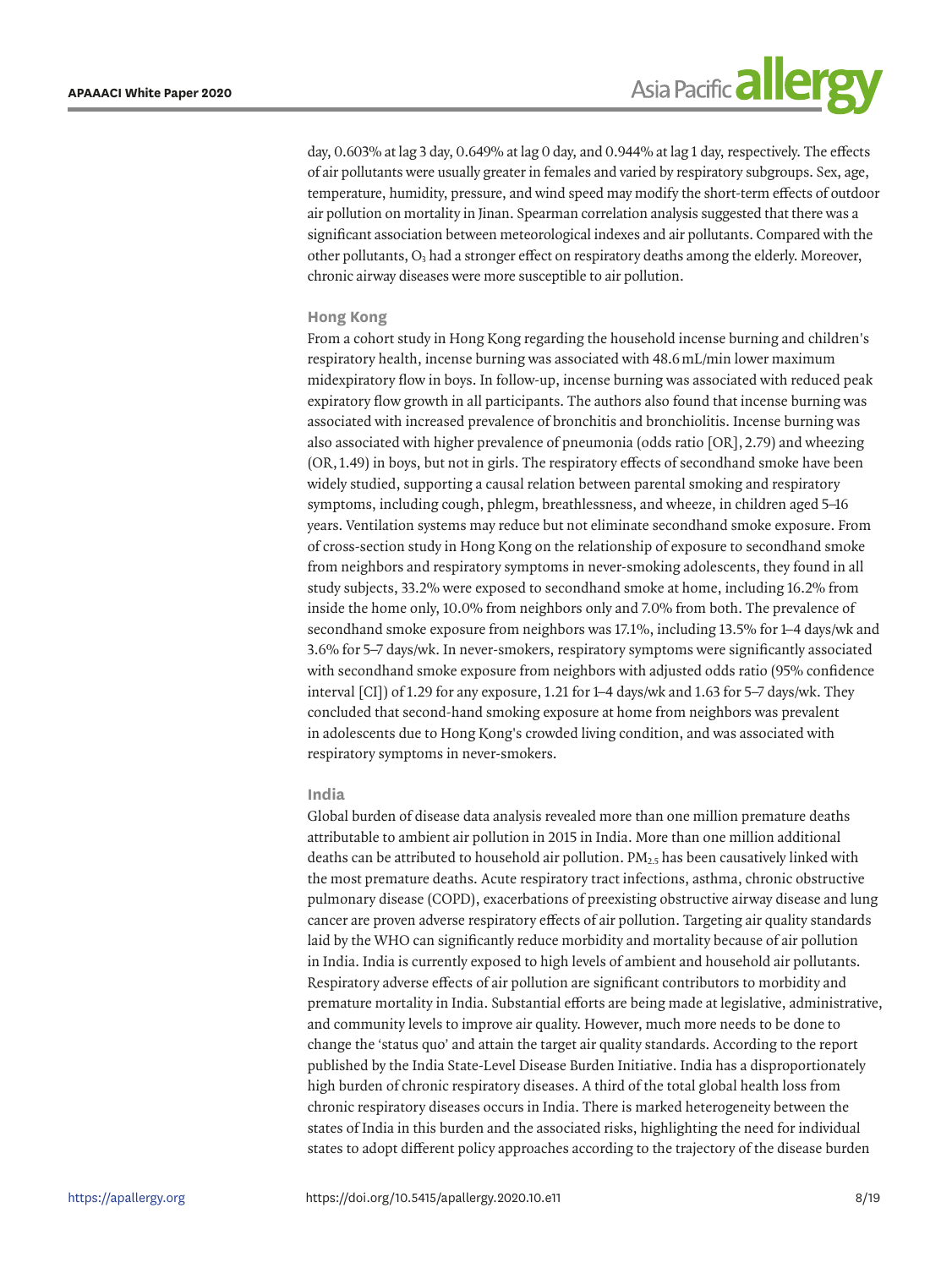day, 0.603% at lag 3 day, 0.649% at lag 0 day, and 0.944% at lag 1 day, respectively. The effects of air pollutants were usually greater in females and varied by respiratory subgroups. Sex, age, temperature, humidity, pressure, and wind speed may modify the short-term effects of outdoor air pollution on mortality in Jinan. Spearman correlation analysis suggested that there was a significant association between meteorological indexes and air pollutants. Compared with the other pollutants, $O_3$ had a stronger effect on respiratory deaths among the elderly. Moreover, chronic airway diseases were more susceptible to air pollution.

### Hong Kong

From a cohort study in Hong Kong regarding the household incense burning and children's respiratory health, incense burning was associated with 48.6 mL/min lower maximum midexpiratory flow in boys. In follow-up, incense burning was associated with reduced peak expiratory flow growth in all participants. The authors also found that incense burning was associated with increased prevalence of bronchitis and bronchiolitis. Incense burning was also associated with higher prevalence of pneumonia (odds ratio [OR], 2.79) and wheezing (OR, 1.49) in boys, but not in girls. The respiratory effects of secondhand smoke have been widely studied, supporting a causal relation between parental smoking and respiratory symptoms, including cough, phlegm, breathlessness, and wheeze, in children aged 5–16 years. Ventilation systems may reduce but not eliminate secondhand smoke exposure. From of cross-section study in Hong Kong on the relationship of exposure to secondhand smoke from neighbors and respiratory symptoms in never-smoking adolescents, they found in all study subjects, 33.2% were exposed to secondhand smoke at home, including 16.2% from inside the home only, 10.0% from neighbors only and 7.0% from both. The prevalence of secondhand smoke exposure from neighbors was 17.1%, including 13.5% for 1–4 days/wk and 3.6% for 5–7 days/wk. In never-smokers, respiratory symptoms were significantly associated with secondhand smoke exposure from neighbors with adjusted odds ratio (95% confidence interval [CI]) of 1.29 for any exposure, 1.21 for 1–4 days/wk and 1.63 for 5–7 days/wk. They concluded that second-hand smoking exposure at home from neighbors was prevalent in adolescents due to Hong Kong's crowded living condition, and was associated with respiratory symptoms in never-smokers.

### India

Global burden of disease data analysis revealed more than one million premature deaths attributable to ambient air pollution in 2015 in India. More than one million additional deaths can be attributed to household air pollution. $PM_{2.5}$ has been causatively linked with the most premature deaths. Acute respiratory tract infections, asthma, chronic obstructive pulmonary disease (COPD), exacerbations of preexisting obstructive airway disease and lung cancer are proven adverse respiratory effects of air pollution. Targeting air quality standards laid by the WHO can significantly reduce morbidity and mortality because of air pollution in India. India is currently exposed to high levels of ambient and household air pollutants. Respiratory adverse effects of air pollution are significant contributors to morbidity and premature mortality in India. Substantial efforts are being made at legislative, administrative, and community levels to improve air quality. However, much more needs to be done to change the 'status quo' and attain the target air quality standards. According to the report published by the India State-Level Disease Burden Initiative. India has a disproportionately high burden of chronic respiratory diseases. A third of the total global health loss from chronic respiratory diseases occurs in India. There is marked heterogeneity between the states of India in this burden and the associated risks, highlighting the need for individual states to adopt different policy approaches according to the trajectory of the disease burden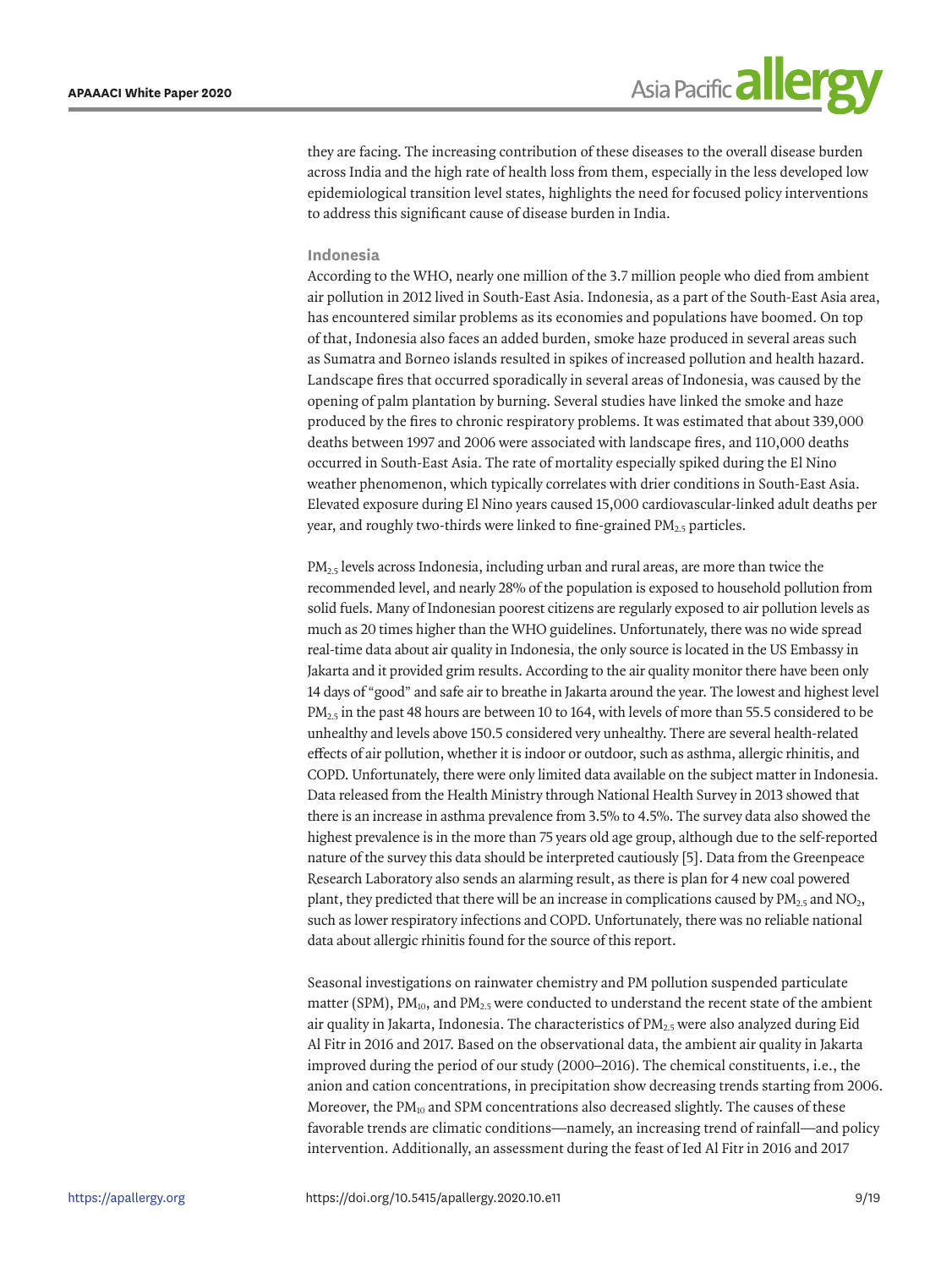they are facing. The increasing contribution of these diseases to the overall disease burden across India and the high rate of health loss from them, especially in the less developed low epidemiological transition level states, highlights the need for focused policy interventions to address this significant cause of disease burden in India.

### Indonesia

According to the WHO, nearly one million of the 3.7 million people who died from ambient air pollution in 2012 lived in South-East Asia. Indonesia, as a part of the South-East Asia area, has encountered similar problems as its economies and populations have boomed. On top of that, Indonesia also faces an added burden, smoke haze produced in several areas such as Sumatra and Borneo islands resulted in spikes of increased pollution and health hazard. Landscape fires that occurred sporadically in several areas of Indonesia, was caused by the opening of palm plantation by burning. Several studies have linked the smoke and haze produced by the fires to chronic respiratory problems. It was estimated that about 339,000 deaths between 1997 and 2006 were associated with landscape fires, and 110,000 deaths occurred in South-East Asia. The rate of mortality especially spiked during the El Nino weather phenomenon, which typically correlates with drier conditions in South-East Asia. Elevated exposure during El Nino years caused 15,000 cardiovascular-linked adult deaths per year, and roughly two-thirds were linked to fine-grained $PM_{2.5}$ particles.

$PM_{2.5}$ levels across Indonesia, including urban and rural areas, are more than twice the recommended level, and nearly 28% of the population is exposed to household pollution from solid fuels. Many of Indonesian poorest citizens are regularly exposed to air pollution levels as much as 20 times higher than the WHO guidelines. Unfortunately, there was no wide spread real-time data about air quality in Indonesia, the only source is located in the US Embassy in Jakarta and it provided grim results. According to the air quality monitor there have been only 14 days of "good" and safe air to breathe in Jakarta around the year. The lowest and highest level $PM_{2.5}$ in the past 48 hours are between 10 to 164, with levels of more than 55.5 considered to be unhealthy and levels above 150.5 considered very unhealthy. There are several health-related effects of air pollution, whether it is indoor or outdoor, such as asthma, allergic rhinitis, and COPD. Unfortunately, there were only limited data available on the subject matter in Indonesia. Data released from the Health Ministry through National Health Survey in 2013 showed that there is an increase in asthma prevalence from 3.5% to 4.5%. The survey data also showed the highest prevalence is in the more than 75 years old age group, although due to the self-reported nature of the survey this data should be interpreted cautiously [5]. Data from the Greenpeace Research Laboratory also sends an alarming result, as there is plan for 4 new coal powered plant, they predicted that there will be an increase in complications caused by $PM_{2.5}$ and $NO_2$, such as lower respiratory infections and COPD. Unfortunately, there was no reliable national data about allergic rhinitis found for the source of this report.

Seasonal investigations on rainwater chemistry and PM pollution suspended particulate matter (SPM), $PM_{10}$, and $PM_{2.5}$ were conducted to understand the recent state of the ambient air quality in Jakarta, Indonesia. The characteristics of $PM_{2.5}$ were also analyzed during Eid Al Fitr in 2016 and 2017. Based on the observational data, the ambient air quality in Jakarta improved during the period of our study (2000–2016). The chemical constituents, i.e., the anion and cation concentrations, in precipitation show decreasing trends starting from 2006. Moreover, the $PM_{10}$ and SPM concentrations also decreased slightly. The causes of these favorable trends are climatic conditions—namely, an increasing trend of rainfall—and policy intervention. Additionally, an assessment during the feast of Ied Al Fitr in 2016 and 2017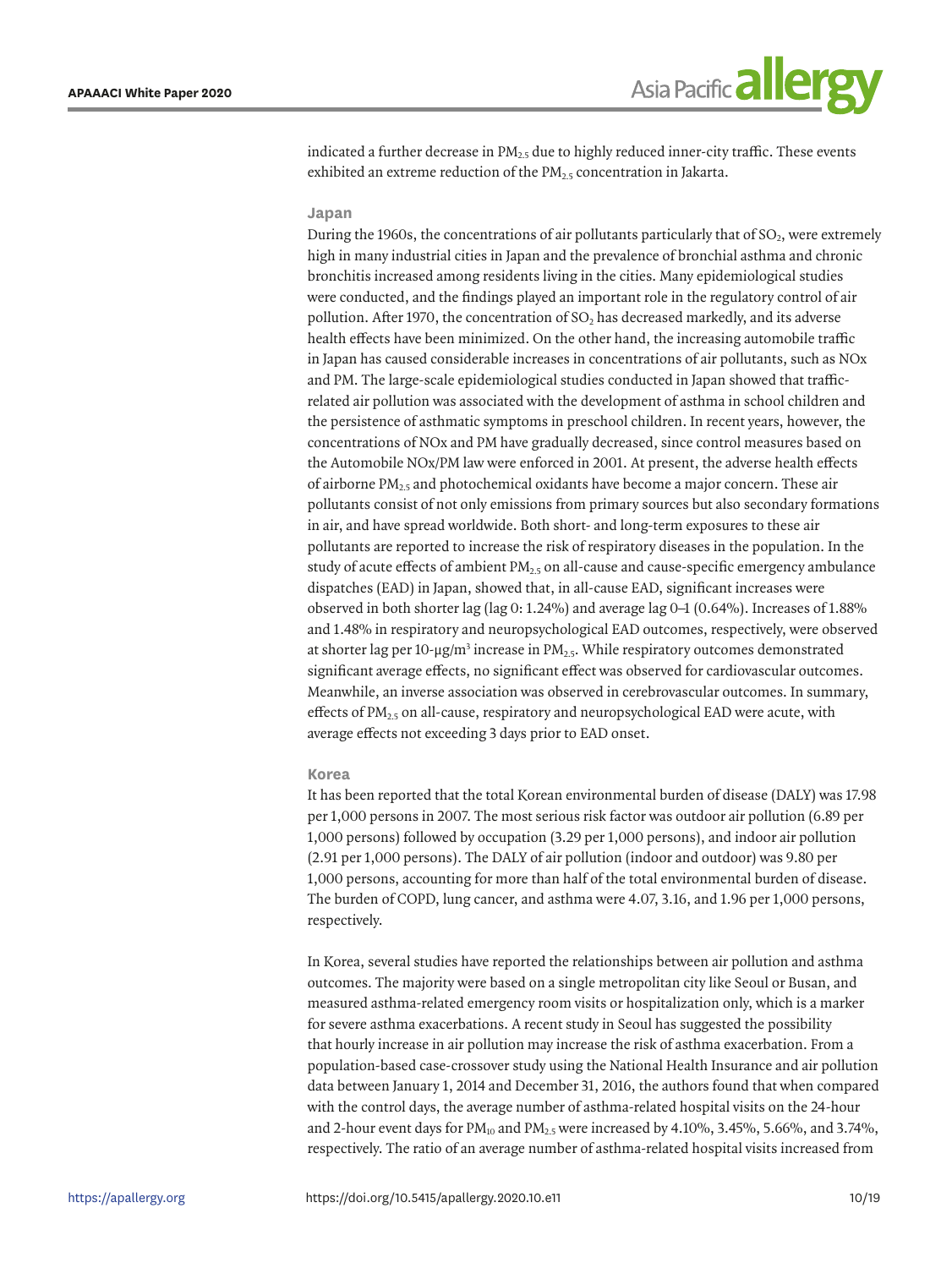indicated a further decrease in $PM_{2.5}$ due to highly reduced inner-city traffic. These events exhibited an extreme reduction of the $PM_{2.5}$ concentration in Jakarta.

### Japan

During the 1960s, the concentrations of air pollutants particularly that of $SO_2$, were extremely high in many industrial cities in Japan and the prevalence of bronchial asthma and chronic bronchitis increased among residents living in the cities. Many epidemiological studies were conducted, and the findings played an important role in the regulatory control of air pollution. After 1970, the concentration of $SO_2$ has decreased markedly, and its adverse health effects have been minimized. On the other hand, the increasing automobile traffic in Japan has caused considerable increases in concentrations of air pollutants, such as NOx and PM. The large-scale epidemiological studies conducted in Japan showed that traffic-related air pollution was associated with the development of asthma in school children and the persistence of asthmatic symptoms in preschool children. In recent years, however, the concentrations of NOx and PM have gradually decreased, since control measures based on the Automobile NOx/PM law were enforced in 2001. At present, the adverse health effects of airborne $PM_{2.5}$ and photochemical oxidants have become a major concern. These air pollutants consist of not only emissions from primary sources but also secondary formations in air, and have spread worldwide. Both short- and long-term exposures to these air pollutants are reported to increase the risk of respiratory diseases in the population. In the study of acute effects of ambient $PM_{2.5}$ on all-cause and cause-specific emergency ambulance dispatches (EAD) in Japan, showed that, in all-cause EAD, significant increases were observed in both shorter lag (lag 0: 1.24%) and average lag 0–1 (0.64%). Increases of 1.88% and 1.48% in respiratory and neuropsychological EAD outcomes, respectively, were observed at shorter lag per 10-$\mu g/m^3$ increase in $PM_{2.5}$. While respiratory outcomes demonstrated significant average effects, no significant effect was observed for cardiovascular outcomes. Meanwhile, an inverse association was observed in cerebrovascular outcomes. In summary, effects of $PM_{2.5}$ on all-cause, respiratory and neuropsychological EAD were acute, with average effects not exceeding 3 days prior to EAD onset.

### Korea

It has been reported that the total Korean environmental burden of disease (DALY) was 17.98 per 1,000 persons in 2007. The most serious risk factor was outdoor air pollution (6.89 per 1,000 persons) followed by occupation (3.29 per 1,000 persons), and indoor air pollution (2.91 per 1,000 persons). The DALY of air pollution (indoor and outdoor) was 9.80 per 1,000 persons, accounting for more than half of the total environmental burden of disease. The burden of COPD, lung cancer, and asthma were 4.07, 3.16, and 1.96 per 1,000 persons, respectively.

In Korea, several studies have reported the relationships between air pollution and asthma outcomes. The majority were based on a single metropolitan city like Seoul or Busan, and measured asthma-related emergency room visits or hospitalization only, which is a marker for severe asthma exacerbations. A recent study in Seoul has suggested the possibility that hourly increase in air pollution may increase the risk of asthma exacerbation. From a population-based case-crossover study using the National Health Insurance and air pollution data between January 1, 2014 and December 31, 2016, the authors found that when compared with the control days, the average number of asthma-related hospital visits on the 24-hour and 2-hour event days for $PM_{10}$ and $PM_{2.5}$ were increased by 4.10%, 3.45%, 5.66%, and 3.74%, respectively. The ratio of an average number of asthma-related hospital visits increased from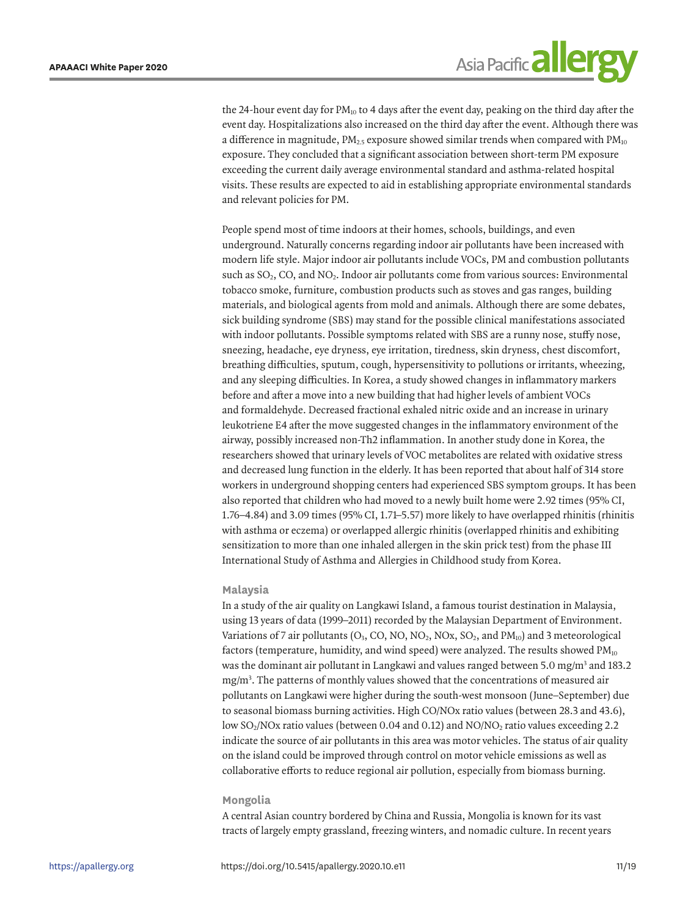the 24-hour event day for $PM_{10}$ to 4 days after the event day, peaking on the third day after the event day. Hospitalizations also increased on the third day after the event. Although there was a difference in magnitude, $PM_{2.5}$ exposure showed similar trends when compared with $PM_{10}$ exposure. They concluded that a significant association between short-term PM exposure exceeding the current daily average environmental standard and asthma-related hospital visits. These results are expected to aid in establishing appropriate environmental standards and relevant policies for PM.

People spend most of time indoors at their homes, schools, buildings, and even underground. Naturally concerns regarding indoor air pollutants have been increased with modern life style. Major indoor air pollutants include VOCs, PM and combustion pollutants such as $SO_2$, CO, and $NO_2$. Indoor air pollutants come from various sources: Environmental tobacco smoke, furniture, combustion products such as stoves and gas ranges, building materials, and biological agents from mold and animals. Although there are some debates, sick building syndrome (SBS) may stand for the possible clinical manifestations associated with indoor pollutants. Possible symptoms related with SBS are a runny nose, stuffy nose, sneezing, headache, eye dryness, eye irritation, tiredness, skin dryness, chest discomfort, breathing difficulties, sputum, cough, hypersensitivity to pollutions or irritants, wheezing, and any sleeping difficulties. In Korea, a study showed changes in inflammatory markers before and after a move into a new building that had higher levels of ambient VOCs and formaldehyde. Decreased fractional exhaled nitric oxide and an increase in urinary leukotriene E4 after the move suggested changes in the inflammatory environment of the airway, possibly increased non-Th2 inflammation. In another study done in Korea, the researchers showed that urinary levels of VOC metabolites are related with oxidative stress and decreased lung function in the elderly. It has been reported that about half of 314 store workers in underground shopping centers had experienced SBS symptom groups. It has been also reported that children who had moved to a newly built home were 2.92 times (95% CI, 1.76–4.84) and 3.09 times (95% CI, 1.71–5.57) more likely to have overlapped rhinitis (rhinitis with asthma or eczema) or overlapped allergic rhinitis (overlapped rhinitis and exhibiting sensitization to more than one inhaled allergen in the skin prick test) from the phase III International Study of Asthma and Allergies in Childhood study from Korea.

### Malaysia

In a study of the air quality on Langkawi Island, a famous tourist destination in Malaysia, using 13 years of data (1999–2011) recorded by the Malaysian Department of Environment. Variations of 7 air pollutants ($O_3$, CO, NO, $NO_2$, NOx, $SO_2$, and $PM_{10}$) and 3 meteorological factors (temperature, humidity, and wind speed) were analyzed. The results showed $PM_{10}$ was the dominant air pollutant in Langkawi and values ranged between 5.0 $mg/m^3$ and 183.2 $mg/m^3$. The patterns of monthly values showed that the concentrations of measured air pollutants on Langkawi were higher during the south-west monsoon (June–September) due to seasonal biomass burning activities. High CO/NOx ratio values (between 28.3 and 43.6), low $SO_2$/NOx ratio values (between 0.04 and 0.12) and NO/$NO_2$ ratio values exceeding 2.2 indicate the source of air pollutants in this area was motor vehicles. The status of air quality on the island could be improved through control on motor vehicle emissions as well as collaborative efforts to reduce regional air pollution, especially from biomass burning.

### Mongolia

A central Asian country bordered by China and Russia, Mongolia is known for its vast tracts of largely empty grassland, freezing winters, and nomadic culture. In recent years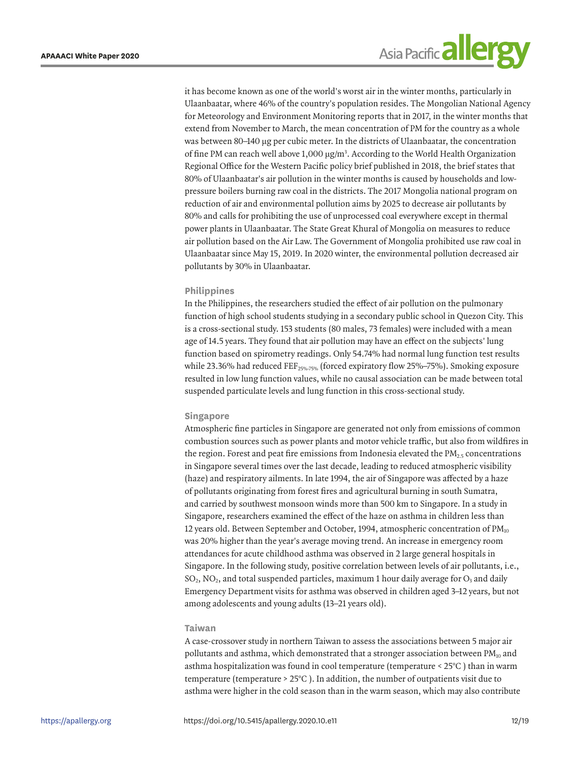it has become known as one of the world's worst air in the winter months, particularly in Ulaanbaatar, where 46% of the country's population resides. The Mongolian National Agency for Meteorology and Environment Monitoring reports that in 2017, in the winter months that extend from November to March, the mean concentration of PM for the country as a whole was between 80–140 µg per cubic meter. In the districts of Ulaanbaatar, the concentration of fine PM can reach well above 1,000 µg/m$^3$. According to the World Health Organization Regional Office for the Western Pacific policy brief published in 2018, the brief states that 80% of Ulaanbaatar's air pollution in the winter months is caused by households and low-pressure boilers burning raw coal in the districts. The 2017 Mongolia national program on reduction of air and environmental pollution aims by 2025 to decrease air pollutants by 80% and calls for prohibiting the use of unprocessed coal everywhere except in thermal power plants in Ulaanbaatar. The State Great Khural of Mongolia on measures to reduce air pollution based on the Air Law. The Government of Mongolia prohibited use raw coal in Ulaanbaatar since May 15, 2019. In 2020 winter, the environmental pollution decreased air pollutants by 30% in Ulaanbaatar.

### Philippines

In the Philippines, the researchers studied the effect of air pollution on the pulmonary function of high school students studying in a secondary public school in Quezon City. This is a cross-sectional study. 153 students (80 males, 73 females) were included with a mean age of 14.5 years. They found that air pollution may have an effect on the subjects' lung function based on spirometry readings. Only 54.74% had normal lung function test results while 23.36% had reduced $FEF_{25\%-75\%}$ (forced expiratory flow 25%–75%). Smoking exposure resulted in low lung function values, while no causal association can be made between total suspended particulate levels and lung function in this cross-sectional study.

### Singapore

Atmospheric fine particles in Singapore are generated not only from emissions of common combustion sources such as power plants and motor vehicle traffic, but also from wildfires in the region. Forest and peat fire emissions from Indonesia elevated the $PM_{2.5}$ concentrations in Singapore several times over the last decade, leading to reduced atmospheric visibility (haze) and respiratory ailments. In late 1994, the air of Singapore was affected by a haze of pollutants originating from forest fires and agricultural burning in south Sumatra, and carried by southwest monsoon winds more than 500 km to Singapore. In a study in Singapore, researchers examined the effect of the haze on asthma in children less than 12 years old. Between September and October, 1994, atmospheric concentration of $PM_{10}$ was 20% higher than the year's average moving trend. An increase in emergency room attendances for acute childhood asthma was observed in 2 large general hospitals in Singapore. In the following study, positive correlation between levels of air pollutants, i.e., $SO_2$, $NO_2$, and total suspended particles, maximum 1 hour daily average for $O_3$ and daily Emergency Department visits for asthma was observed in children aged 3–12 years, but not among adolescents and young adults (13–21 years old).

### Taiwan

A case-crossover study in northern Taiwan to assess the associations between 5 major air pollutants and asthma, which demonstrated that a stronger association between $PM_{10}$ and asthma hospitalization was found in cool temperature (temperature < 25°C ) than in warm temperature (temperature > 25°C ). In addition, the number of outpatients visit due to asthma were higher in the cold season than in the warm season, which may also contribute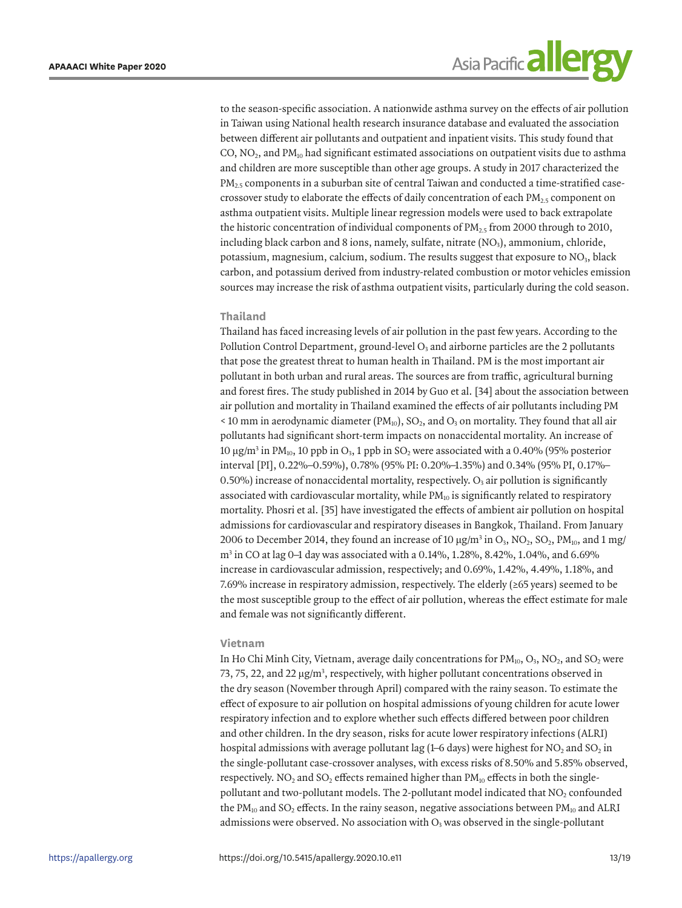to the season-specific association. A nationwide asthma survey on the effects of air pollution in Taiwan using National health research insurance database and evaluated the association between different air pollutants and outpatient and inpatient visits. This study found that CO, $NO_2$, and $PM_{10}$ had significant estimated associations on outpatient visits due to asthma and children are more susceptible than other age groups. A study in 2017 characterized the $PM_{2.5}$ components in a suburban site of central Taiwan and conducted a time-stratified case-crossover study to elaborate the effects of daily concentration of each $PM_{2.5}$ component on asthma outpatient visits. Multiple linear regression models were used to back extrapolate the historic concentration of individual components of $PM_{2.5}$ from 2000 through to 2010, including black carbon and 8 ions, namely, sulfate, nitrate ($NO_3$), ammonium, chloride, potassium, magnesium, calcium, sodium. The results suggest that exposure to $NO_3$, black carbon, and potassium derived from industry-related combustion or motor vehicles emission sources may increase the risk of asthma outpatient visits, particularly during the cold season.

### Thailand

Thailand has faced increasing levels of air pollution in the past few years. According to the Pollution Control Department, ground-level $O_3$ and airborne particles are the 2 pollutants that pose the greatest threat to human health in Thailand. PM is the most important air pollutant in both urban and rural areas. The sources are from traffic, agricultural burning and forest fires. The study published in 2014 by Guo et al. [34] about the association between air pollution and mortality in Thailand examined the effects of air pollutants including PM < 10 mm in aerodynamic diameter ($PM_{10}$), $SO_2$, and $O_3$ on mortality. They found that all air pollutants had significant short-term impacts on nonaccidental mortality. An increase of 10 μg/m$^3$ in $PM_{10}$, 10 ppb in $O_3$, 1 ppb in $SO_2$ were associated with a 0.40% (95% posterior interval [PI], 0.22%–0.59%), 0.78% (95% PI: 0.20%–1.35%) and 0.34% (95% PI, 0.17%–0.50%) increase of nonaccidental mortality, respectively. $O_3$ air pollution is significantly associated with cardiovascular mortality, while $PM_{10}$ is significantly related to respiratory mortality. Phosri et al. [35] have investigated the effects of ambient air pollution on hospital admissions for cardiovascular and respiratory diseases in Bangkok, Thailand. From January 2006 to December 2014, they found an increase of 10 μg/m$^3$ in $O_3$, $NO_2$, $SO_2$, $PM_{10}$, and 1 mg/m$^3$ in CO at lag 0–1 day was associated with a 0.14%, 1.28%, 8.42%, 1.04%, and 6.69% increase in cardiovascular admission, respectively; and 0.69%, 1.42%, 4.49%, 1.18%, and 7.69% increase in respiratory admission, respectively. The elderly (≥65 years) seemed to be the most susceptible group to the effect of air pollution, whereas the effect estimate for male and female was not significantly different.

### Vietnam

In Ho Chi Minh City, Vietnam, average daily concentrations for $PM_{10}$, $O_3$, $NO_2$, and $SO_2$ were 73, 75, 22, and 22 μg/m$^3$, respectively, with higher pollutant concentrations observed in the dry season (November through April) compared with the rainy season. To estimate the effect of exposure to air pollution on hospital admissions of young children for acute lower respiratory infection and to explore whether such effects differed between poor children and other children. In the dry season, risks for acute lower respiratory infections (ALRI) hospital admissions with average pollutant lag (1–6 days) were highest for $NO_2$ and $SO_2$ in the single-pollutant case-crossover analyses, with excess risks of 8.50% and 5.85% observed, respectively. $NO_2$ and $SO_2$ effects remained higher than $PM_{10}$ effects in both the single-pollutant and two-pollutant models. The 2-pollutant model indicated that $NO_2$ confounded the $PM_{10}$ and $SO_2$ effects. In the rainy season, negative associations between $PM_{10}$ and ALRI admissions were observed. No association with $O_3$ was observed in the single-pollutant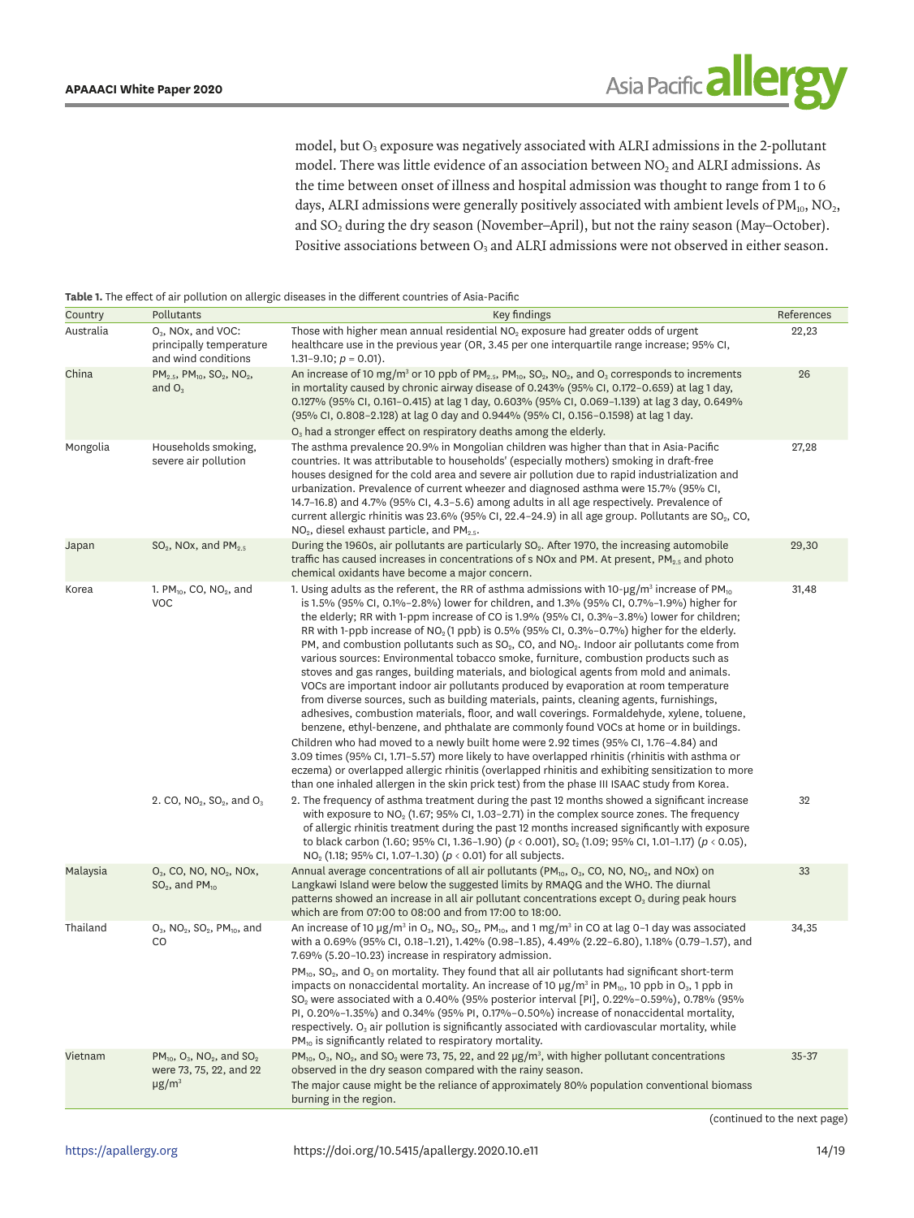model, but $O_3$ exposure was negatively associated with ALRI admissions in the 2-pollutant model. There was little evidence of an association between $NO_2$ and ALRI admissions. As the time between onset of illness and hospital admission was thought to range from 1 to 6 days, ALRI admissions were generally positively associated with ambient levels of $PM_{10}$, $NO_2$, and $SO_2$ during the dry season (November–April), but not the rainy season (May–October). Positive associations between $O_3$ and ALRI admissions were not observed in either season.

**Table 1.** The effect of air pollution on allergic diseases in the different countries of Asia-Pacific

| Country | Pollutants | Key findings | References |
|---|---|---|---|
| Australia | $O_3$, NOx, and VOC: principally temperature and wind conditions | Those with higher mean annual residential $NO_2$ exposure had greater odds of urgent healthcare use in the previous year (OR, 3.45 per one interquartile range increase; 95% CI, 1.31–9.10; $p = 0.01$). | 22,23 |
| China | $PM_{2.5}$, $PM_{10}$, $SO_2$, $NO_2$, and $O_3$ | An increase of 10 mg/m³ or 10 ppb of $PM_{2.5}$, $PM_{10}$, $SO_2$, $NO_2$, and $O_3$ corresponds to increments in mortality caused by chronic airway disease of 0.243% (95% CI, 0.172–0.659) at lag 1 day, 0.127% (95% CI, 0.161–0.415) at lag 1 day, 0.603% (95% CI, 0.069–1.139) at lag 3 day, 0.649% (95% CI, 0.808–2.128) at lag 0 day and 0.944% (95% CI, 0.156–0.1598) at lag 1 day. $O_3$ had a stronger effect on respiratory deaths among the elderly. | 26 |
| Mongolia | Households smoking, severe air pollution | The asthma prevalence 20.9% in Mongolian children was higher than that in Asia-Pacific countries. It was attributable to households' (especially mothers) smoking in draft-free houses designed for the cold area and severe air pollution due to rapid industrialization and urbanization. Prevalence of current wheezer and diagnosed asthma were 15.7% (95% CI, 14.7–16.8) and 4.7% (95% CI, 4.3–5.6) among adults in all age respectively. Prevalence of current allergic rhinitis was 23.6% (95% CI, 22.4–24.9) in all age group. Pollutants are $SO_2$, CO, $NO_2$, diesel exhaust particle, and $PM_{2.5}$. | 27,28 |
| Japan | $SO_2$, NOx, and $PM_{2.5}$ | During the 1960s, air pollutants are particularly $SO_2$. After 1970, the increasing automobile traffic has caused increases in concentrations of s NOx and PM. At present, $PM_{2.5}$ and photo chemical oxidants have become a major concern. | 29,30 |
| Korea | 1. $PM_{10}$, CO, $NO_2$, and VOC | 1. Using adults as the referent, the RR of asthma admissions with 10-μg/m³ increase of $PM_{10}$ is 1.5% (95% CI, 0.1%–2.8%) lower for children, and 1.3% (95% CI, 0.7%–1.9%) higher for the elderly; RR with 1-ppm increase of CO is 1.9% (95% CI, 0.3%–3.8%) lower for children; RR with 1-ppb increase of $NO_2$ (1 ppb) is 0.5% (95% CI, 0.3%–0.7%) higher for the elderly. PM, and combustion pollutants such as $SO_2$, CO, and $NO_2$. Indoor air pollutants come from various sources: Environmental tobacco smoke, furniture, combustion products such as stoves and gas ranges, building materials, and biological agents from mold and animals. VOCs are important indoor air pollutants produced by evaporation at room temperature from diverse sources, such as building materials, paints, cleaning agents, furnishings, adhesives, combustion materials, floor, and wall coverings. Formaldehyde, xylene, toluene, benzene, ethyl-benzene, and phthalate are commonly found VOCs at home or in buildings. Children who had moved to a newly built home were 2.92 times (95% CI, 1.76–4.84) and 3.09 times (95% CI, 1.71–5.57) more likely to have overlapped rhinitis (rhinitis with asthma or eczema) or overlapped allergic rhinitis (overlapped rhinitis and exhibiting sensitization to more than one inhaled allergen in the skin prick test) from the phase III ISAAC study from Korea. | 31,48 |
| | 2. CO, $NO_2$, $SO_2$, and $O_3$ | 2. The frequency of asthma treatment during the past 12 months showed a significant increase with exposure to $NO_2$ (1.67; 95% CI, 1.03–2.71) in the complex source zones. The frequency of allergic rhinitis treatment during the past 12 months increased significantly with exposure to black carbon (1.60; 95% CI, 1.36–1.90) ($p < 0.001$), $SO_2$ (1.09; 95% CI, 1.01–1.17) ($p < 0.05$), $NO_2$ (1.18; 95% CI, 1.07–1.30) ($p < 0.01$) for all subjects. | 32 |
| Malaysia | $O_3$, CO, NO, $NO_2$, NOx, $SO_2$, and $PM_{10}$ | Annual average concentrations of all air pollutants ($PM_{10}$, $O_3$, CO, NO, $NO_2$, and NOx) on Langkawi Island were below the suggested limits by RMAQG and the WHO. The diurnal patterns showed an increase in all air pollutant concentrations except $O_3$ during peak hours which are from 07:00 to 08:00 and from 17:00 to 18:00. | 33 |
| Thailand | $O_3$, $NO_2$, $SO_2$, $PM_{10}$, and CO | An increase of 10 μg/m³ in $O_3$, $NO_2$, $SO_2$, $PM_{10}$, and 1 mg/m³ in CO at lag 0–1 day was associated with a 0.69% (95% CI, 0.18–1.21), 1.42% (0.98–1.85), 4.49% (2.22–6.80), 1.18% (0.79–1.57), and 7.69% (5.20–10.23) increase in respiratory admission. $PM_{10}$, $SO_2$, and $O_3$ on mortality. They found that all air pollutants had significant short-term impacts on nonaccidental mortality. An increase of 10 μg/m³ in $PM_{10}$, 10 ppb in $O_3$, 1 ppb in $SO_2$ were associated with a 0.40% (95% posterior interval [PI], 0.22%–0.59%), 0.78% (95% PI, 0.20%–1.35%) and 0.34% (95% PI, 0.17%–0.50%) increase of nonaccidental mortality, respectively. $O_3$ air pollution is significantly associated with cardiovascular mortality, while $PM_{10}$ is significantly related to respiratory mortality. | 34,35 |
| Vietnam | $PM_{10}$, $O_3$, $NO_2$, and $SO_2$ were 73, 75, 22, and 22 μg/m³ | $PM_{10}$, $O_3$, $NO_2$, and $SO_2$ were 73, 75, 22, and 22 μg/m³, with higher pollutant concentrations observed in the dry season compared with the rainy season. The major cause might be the reliance of approximately 80% population conventional biomass burning in the region. | 35-37 |

(continued to the next page)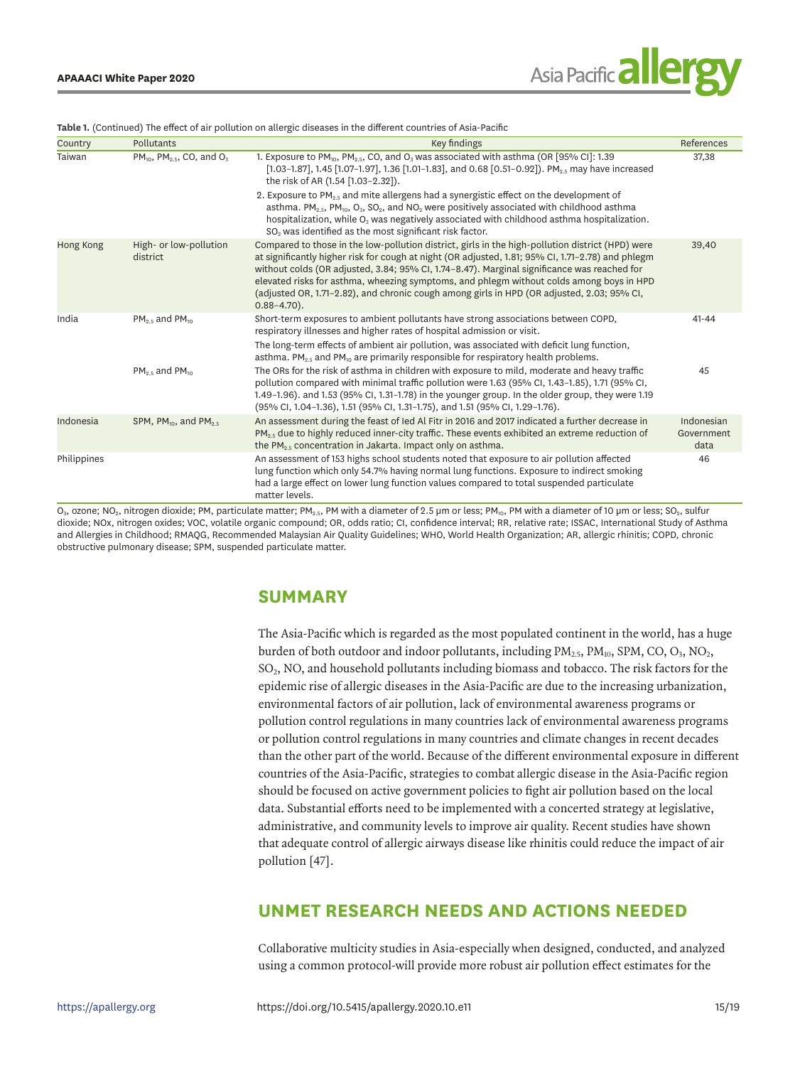**Table 1.** (Continued) The effect of air pollution on allergic diseases in the different countries of Asia-Pacific

| Country | Pollutants | Key findings | References |
|---|---|---|---|
| Taiwan | $PM_{10}$, $PM_{2.5}$, CO, and $O_3$ | 1. Exposure to $PM_{10}$, $PM_{2.5}$, CO, and $O_3$ was associated with asthma (OR [95% CI]: 1.39 [1.03–1.87], 1.45 [1.07–1.97], 1.36 [1.01–1.83], and 0.68 [0.51–0.92]). $PM_{2.5}$ may have increased the risk of AR (1.54 [1.03–2.32]). 2. Exposure to $PM_{2.5}$ and mite allergens had a synergistic effect on the development of asthma. $PM_{2.5}$, $PM_{10}$, $O_3$, $SO_2$, and $NO_2$ were positively associated with childhood asthma hospitalization, while $O_3$ was negatively associated with childhood asthma hospitalization. $SO_2$ was identified as the most significant risk factor. | 37,38 |
| Hong Kong | High- or low-pollution district | Compared to those in the low-pollution district, girls in the high-pollution district (HPD) were at significantly higher risk for cough at night (OR adjusted, 1.81; 95% CI, 1.71–2.78) and phlegm without colds (OR adjusted, 3.84; 95% CI, 1.74–8.47). Marginal significance was reached for elevated risks for asthma, wheezing symptoms, and phlegm without colds among boys in HPD (adjusted OR, 1.71–2.82), and chronic cough among girls in HPD (OR adjusted, 2.03; 95% CI, 0.88–4.70). | 39,40 |
| India | $PM_{2.5}$ and $PM_{10}$ | Short-term exposures to ambient pollutants have strong associations between COPD, respiratory illnesses and higher rates of hospital admission or visit. The long-term effects of ambient air pollution, was associated with deficit lung function, asthma. $PM_{2.5}$ and $PM_{10}$ are primarily responsible for respiratory health problems. | 41-44 |
| | $PM_{2.5}$ and $PM_{10}$ | The ORs for the risk of asthma in children with exposure to mild, moderate and heavy traffic pollution were compared with minimal traffic pollution were 1.63 (95% CI, 1.43–1.85), 1.71 (95% CI, 1.49–1.96). and 1.53 (95% CI, 1.31–1.78) in the younger group. In the older group, they were 1.19 (95% CI, 1.04–1.36), 1.51 (95% CI, 1.31–1.75), and 1.51 (95% CI, 1.29–1.76). | 45 |
| Indonesia | SPM, $PM_{10}$, and $PM_{2.5}$ | An assessment during the feast of Ied Al Fitr in 2016 and 2017 indicated a further decrease in $PM_{2.5}$ due to highly reduced inner-city traffic. These events exhibited an extreme reduction of the $PM_{2.5}$ concentration in Jakarta. Impact only on asthma. | Indonesian Government data |
| Philippines | | An assessment of 153 highs school students noted that exposure to air pollution affected lung function which only 54.7% having normal lung functions. Exposure to indirect smoking had a large effect on lower lung function values compared to total suspended particulate matter levels. | 46 |

$O_3$, ozone; $NO_2$, nitrogen dioxide; PM, particulate matter; $PM_{2.5}$, PM with a diameter of 2.5 μm or less; $PM_{10}$, PM with a diameter of 10 μm or less; $SO_2$, sulfur dioxide; NOx, nitrogen oxides; VOC, volatile organic compound; OR, odds ratio; CI, confidence interval; RR, relative rate; ISSAC, International Study of Asthma and Allergies in Childhood; RMAQG, Recommended Malaysian Air Quality Guidelines; WHO, World Health Organization; AR, allergic rhinitis; COPD, chronic obstructive pulmonary disease; SPM, suspended particulate matter.

## SUMMARY

The Asia-Pacific which is regarded as the most populated continent in the world, has a huge burden of both outdoor and indoor pollutants, including $PM_{2.5}$, $PM_{10}$, SPM, CO, $O_3$, $NO_2$, $SO_2$, NO, and household pollutants including biomass and tobacco. The risk factors for the epidemic rise of allergic diseases in the Asia-Pacific are due to the increasing urbanization, environmental factors of air pollution, lack of environmental awareness programs or pollution control regulations in many countries lack of environmental awareness programs or pollution control regulations in many countries and climate changes in recent decades than the other part of the world. Because of the different environmental exposure in different countries of the Asia-Pacific, strategies to combat allergic disease in the Asia-Pacific region should be focused on active government policies to fight air pollution based on the local data. Substantial efforts need to be implemented with a concerted strategy at legislative, administrative, and community levels to improve air quality. Recent studies have shown that adequate control of allergic airways disease like rhinitis could reduce the impact of air pollution [47].

## UNMET RESEARCH NEEDS AND ACTIONS NEEDED

Collaborative multicity studies in Asia-especially when designed, conducted, and analyzed using a common protocol-will provide more robust air pollution effect estimates for the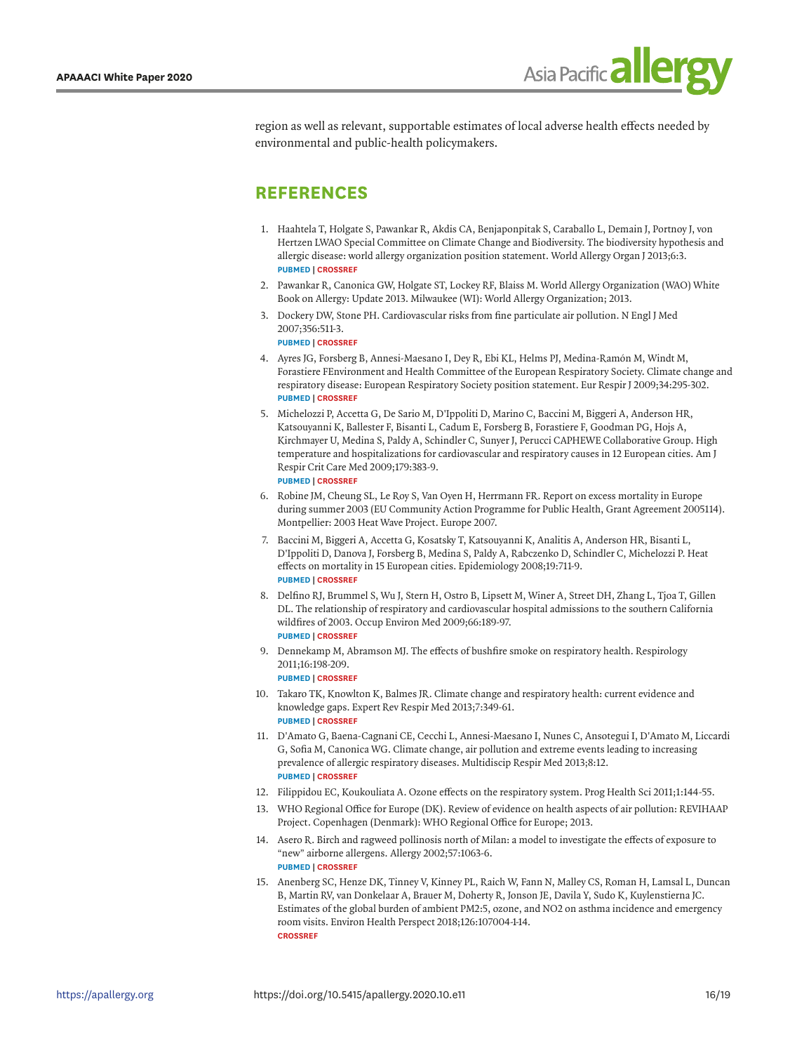region as well as relevant, supportable estimates of local adverse health effects needed by environmental and public-health policymakers.

## REFERENCES

1. Haahtela T, Holgate S, Pawankar R, Akdis CA, Benjaponpitak S, Caraballo L, Demain J, Portnoy J, von Hertzen LWAO Special Committee on Climate Change and Biodiversity. The biodiversity hypothesis and allergic disease: world allergy organization position statement. World Allergy Organ J 2013;6:3.
PUBMED | CROSSREF
2. Pawankar R, Canonica GW, Holgate ST, Lockey RF, Blaiss M. World Allergy Organization (WAO) White Book on Allergy: Update 2013. Milwaukee (WI): World Allergy Organization; 2013.
3. Dockery DW, Stone PH. Cardiovascular risks from fine particulate air pollution. N Engl J Med 2007;356:511-3.
PUBMED | CROSSREF
4. Ayres JG, Forsberg B, Annesi-Maesano I, Dey R, Ebi KL, Helms PJ, Medina-Ramón M, Windt M, Forastiere FEnvironment and Health Committee of the European Respiratory Society. Climate change and respiratory disease: European Respiratory Society position statement. Eur Respir J 2009;34:295-302.
PUBMED | CROSSREF
5. Michelozzi P, Accetta G, De Sario M, D'Ippoliti D, Marino C, Baccini M, Biggeri A, Anderson HR, Katsouyanni K, Ballester F, Bisanti L, Cadum E, Forsberg B, Forastiere F, Goodman PG, Hojs A, Kirchmayer U, Medina S, Paldy A, Schindler C, Sunyer J, Perucci CAPHEWE Collaborative Group. High temperature and hospitalizations for cardiovascular and respiratory causes in 12 European cities. Am J Respir Crit Care Med 2009;179:383-9.
PUBMED | CROSSREF
6. Robine JM, Cheung SL, Le Roy S, Van Oyen H, Herrmann FR. Report on excess mortality in Europe during summer 2003 (EU Community Action Programme for Public Health, Grant Agreement 2005114). Montpellier: 2003 Heat Wave Project. Europe 2007.
7. Baccini M, Biggeri A, Accetta G, Kosatsky T, Katsouyanni K, Analitis A, Anderson HR, Bisanti L, D'Ippoliti D, Danova J, Forsberg B, Medina S, Paldy A, Rabczenko D, Schindler C, Michelozzi P. Heat effects on mortality in 15 European cities. Epidemiology 2008;19:711-9.
PUBMED | CROSSREF
8. Delfino RJ, Brummel S, Wu J, Stern H, Ostro B, Lipsett M, Winer A, Street DH, Zhang L, Tjoa T, Gillen DL. The relationship of respiratory and cardiovascular hospital admissions to the southern California wildfires of 2003. Occup Environ Med 2009;66:189-97.
PUBMED | CROSSREF
9. Dennekamp M, Abramson MJ. The effects of bushfire smoke on respiratory health. Respirology 2011;16:198-209.
PUBMED | CROSSREF
10. Takaro TK, Knowlton K, Balmes JR. Climate change and respiratory health: current evidence and knowledge gaps. Expert Rev Respir Med 2013;7:349-61.
PUBMED | CROSSREF
11. D'Amato G, Baena-Cagnani CE, Cecchi L, Annesi-Maesano I, Nunes C, Ansotegui I, D'Amato M, Liccardi G, Sofia M, Canonica WG. Climate change, air pollution and extreme events leading to increasing prevalence of allergic respiratory diseases. Multidiscip Respir Med 2013;8:12.
PUBMED | CROSSREF
12. Filippidou EC, Koukouliata A. Ozone effects on the respiratory system. Prog Health Sci 2011;1:144-55.
13. WHO Regional Office for Europe (DK). Review of evidence on health aspects of air pollution: REVIHAAP Project. Copenhagen (Denmark): WHO Regional Office for Europe; 2013.
14. Asero R. Birch and ragweed pollinosis north of Milan: a model to investigate the effects of exposure to "new" airborne allergens. Allergy 2002;57:1063-6.
PUBMED | CROSSREF
15. Anenberg SC, Henze DK, Tinney V, Kinney PL, Raich W, Fann N, Malley CS, Roman H, Lamsal L, Duncan B, Martin RV, van Donkelaar A, Brauer M, Doherty R, Jonson JE, Davila Y, Sudo K, Kuylenstierna JC. Estimates of the global burden of ambient PM2:5, ozone, and NO2 on asthma incidence and emergency room visits. Environ Health Perspect 2018;126:107004-1-14.
CROSSREF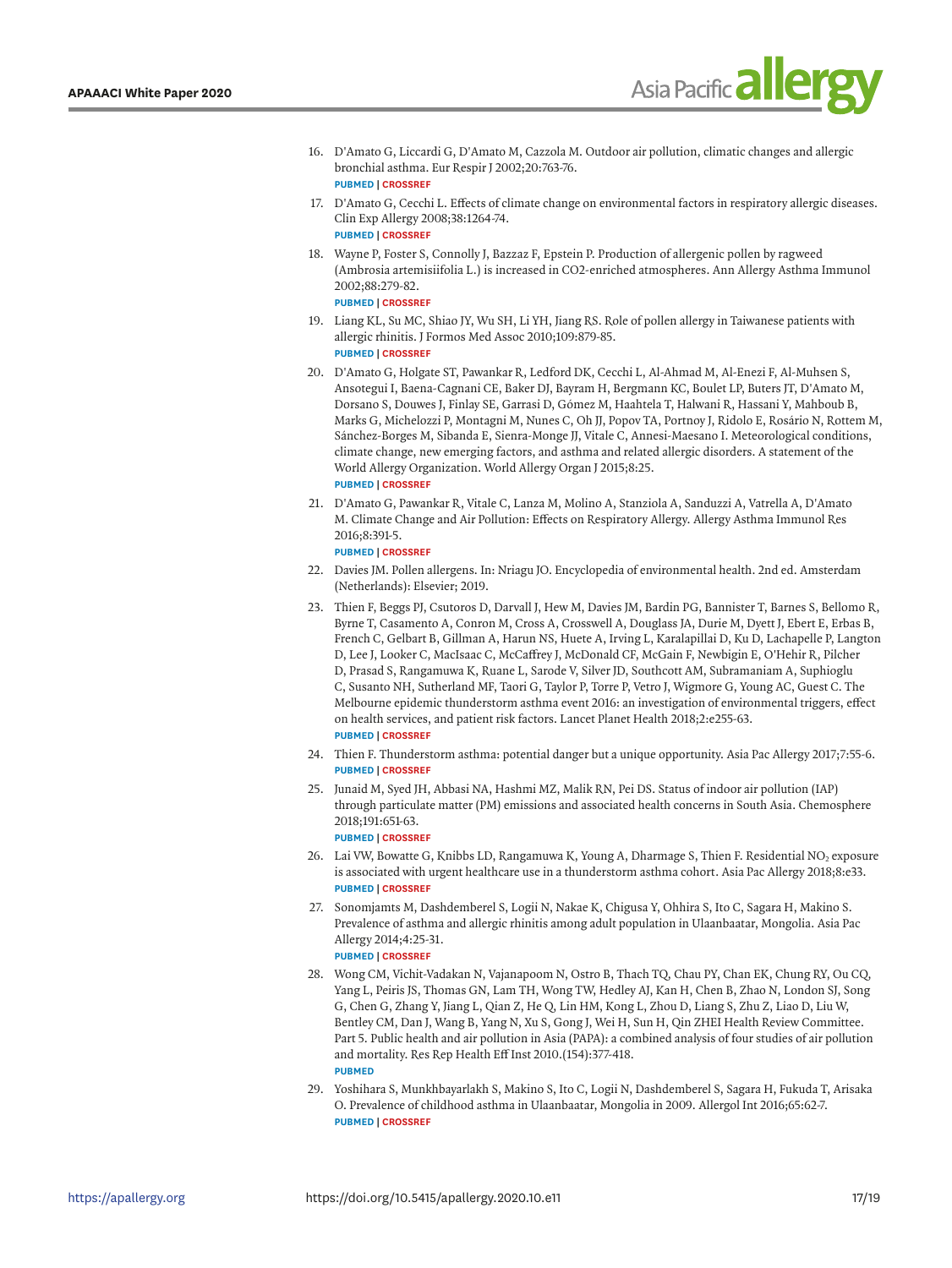16. D'Amato G, Liccardi G, D'Amato M, Cazzola M. Outdoor air pollution, climatic changes and allergic bronchial asthma. Eur Respir J 2002;20:763-76.
PUBMED | CROSSREF

17. D'Amato G, Cecchi L. Effects of climate change on environmental factors in respiratory allergic diseases. Clin Exp Allergy 2008;38:1264-74.
PUBMED | CROSSREF

18. Wayne P, Foster S, Connolly J, Bazzaz F, Epstein P. Production of allergenic pollen by ragweed (Ambrosia artemisiifolia L.) is increased in CO2-enriched atmospheres. Ann Allergy Asthma Immunol 2002;88:279-82.
PUBMED | CROSSREF

19. Liang KL, Su MC, Shiao JY, Wu SH, Li YH, Jiang RS. Role of pollen allergy in Taiwanese patients with allergic rhinitis. J Formos Med Assoc 2010;109:879-85.
PUBMED | CROSSREF

20. D'Amato G, Holgate ST, Pawankar R, Ledford DK, Cecchi L, Al-Ahmad M, Al-Enezi F, Al-Muhsen S, Ansotegui I, Baena-Cagnani CE, Baker DJ, Bayram H, Bergmann KC, Boulet LP, Buters JT, D'Amato M, Dorsano S, Douwes J, Finlay SE, Garrasi D, Gómez M, Haahtela T, Halwani R, Hassani Y, Mahboub B, Marks G, Michelozzi P, Montagni M, Nunes C, Oh JJ, Popov TA, Portnoy J, Ridolo E, Rosário N, Rottem M, Sánchez-Borges M, Sibanda E, Sienra-Monge JJ, Vitale C, Annesi-Maesano I. Meteorological conditions, climate change, new emerging factors, and asthma and related allergic disorders. A statement of the World Allergy Organization. World Allergy Organ J 2015;8:25.
PUBMED | CROSSREF

21. D'Amato G, Pawankar R, Vitale C, Lanza M, Molino A, Stanziola A, Sanduzzi A, Vatrella A, D'Amato M. Climate Change and Air Pollution: Effects on Respiratory Allergy. Allergy Asthma Immunol Res 2016;8:391-5.
PUBMED | CROSSREF

22. Davies JM. Pollen allergens. In: Nriagu JO. Encyclopedia of environmental health. 2nd ed. Amsterdam (Netherlands): Elsevier; 2019.

23. Thien F, Beggs PJ, Csutoros D, Darvall J, Hew M, Davies JM, Bardin PG, Bannister T, Barnes S, Bellomo R, Byrne T, Casamento A, Conron M, Cross A, Crosswell A, Douglass JA, Durie M, Dyett J, Ebert E, Erbas B, French C, Gelbart B, Gillman A, Harun NS, Huete A, Irving L, Karalapillai D, Ku D, Lachapelle P, Langton D, Lee J, Looker C, MacIsaac C, McCaffrey J, McDonald CF, McGain F, Newbigin E, O'Hehir R, Pilcher D, Prasad S, Rangamuwa K, Ruane L, Sarode V, Silver JD, Southcott AM, Subramaniam A, Suphioglu C, Susanto NH, Sutherland MF, Taori G, Taylor P, Torre P, Vetro J, Wigmore G, Young AC, Guest C. The Melbourne epidemic thunderstorm asthma event 2016: an investigation of environmental triggers, effect on health services, and patient risk factors. Lancet Planet Health 2018;2:e255-63.
PUBMED | CROSSREF

24. Thien F. Thunderstorm asthma: potential danger but a unique opportunity. Asia Pac Allergy 2017;7:55-6.
PUBMED | CROSSREF

25. Junaid M, Syed JH, Abbasi NA, Hashmi MZ, Malik RN, Pei DS. Status of indoor air pollution (IAP) through particulate matter (PM) emissions and associated health concerns in South Asia. Chemosphere 2018;191:651-63.
PUBMED | CROSSREF

26. Lai VW, Bowatte G, Knibbs LD, Rangamuwa K, Young A, Dharmage S, Thien F. Residential $NO_2$ exposure is associated with urgent healthcare use in a thunderstorm asthma cohort. Asia Pac Allergy 2018;8:e33.
PUBMED | CROSSREF

27. Sonomjamts M, Dashdemberel S, Logii N, Nakae K, Chigusa Y, Ohhira S, Ito C, Sagara H, Makino S. Prevalence of asthma and allergic rhinitis among adult population in Ulaanbaatar, Mongolia. Asia Pac Allergy 2014;4:25-31.
PUBMED | CROSSREF

28. Wong CM, Vichit-Vadakan N, Vajanapoom N, Ostro B, Thach TQ, Chau PY, Chan EK, Chung RY, Ou CQ, Yang L, Peiris JS, Thomas GN, Lam TH, Wong TW, Hedley AJ, Kan H, Chen B, Zhao N, London SJ, Song G, Chen G, Zhang Y, Jiang L, Qian Z, He Q, Lin HM, Kong L, Zhou D, Liang S, Zhu Z, Liao D, Liu W, Bentley CM, Dan J, Wang B, Yang N, Xu S, Gong J, Wei H, Sun H, Qin ZHEI Health Review Committee. Part 5. Public health and air pollution in Asia (PAPA): a combined analysis of four studies of air pollution and mortality. Res Rep Health Eff Inst 2010.(154):377-418.
PUBMED

29. Yoshihara S, Munkhbayarlakh S, Makino S, Ito C, Logii N, Dashdemberel S, Sagara H, Fukuda T, Arisaka O. Prevalence of childhood asthma in Ulaanbaatar, Mongolia in 2009. Allergol Int 2016;65:62-7.
PUBMED | CROSSREF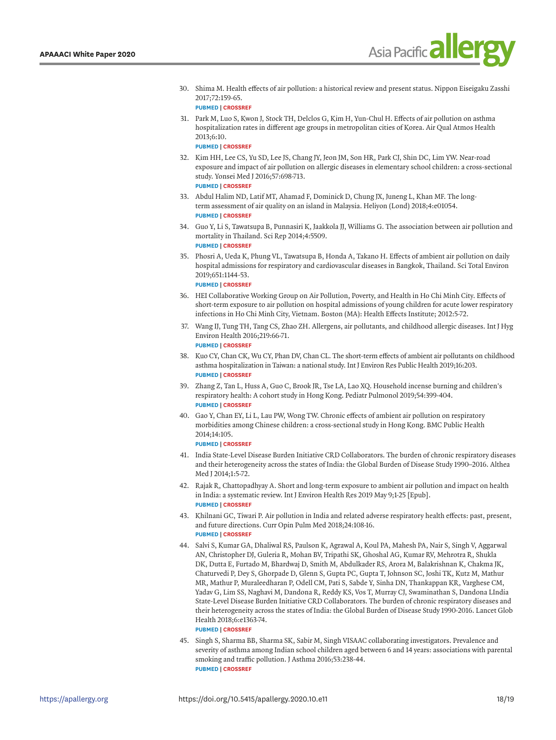30. Shima M. Health effects of air pollution: a historical review and present status. Nippon Eiseigaku Zasshi 2017;72:159-65.
    **PUBMED | CROSSREF**

31. Park M, Luo S, Kwon J, Stock TH, Delclos G, Kim H, Yun-Chul H. Effects of air pollution on asthma hospitalization rates in different age groups in metropolitan cities of Korea. Air Qual Atmos Health 2013;6:10.
    **PUBMED | CROSSREF**

32. Kim HH, Lee CS, Yu SD, Lee JS, Chang JY, Jeon JM, Son HR, Park CJ, Shin DC, Lim YW. Near-road exposure and impact of air pollution on allergic diseases in elementary school children: a cross-sectional study. Yonsei Med J 2016;57:698-713.
    **PUBMED | CROSSREF**

33. Abdul Halim ND, Latif MT, Ahamad F, Dominick D, Chung JX, Juneng L, Khan MF. The long-term assessment of air quality on an island in Malaysia. Heliyon (Lond) 2018;4:e01054.
    **PUBMED | CROSSREF**

34. Guo Y, Li S, Tawatsupa B, Punnasiri K, Jaakkola JJ, Williams G. The association between air pollution and mortality in Thailand. Sci Rep 2014;4:5509.
    **PUBMED | CROSSREF**

35. Phosri A, Ueda K, Phung VL, Tawatsupa B, Honda A, Takano H. Effects of ambient air pollution on daily hospital admissions for respiratory and cardiovascular diseases in Bangkok, Thailand. Sci Total Environ 2019;651:1144-53.
    **PUBMED | CROSSREF**

36. HEI Collaborative Working Group on Air Pollution, Poverty, and Health in Ho Chi Minh City. Effects of short-term exposure to air pollution on hospital admissions of young children for acute lower respiratory infections in Ho Chi Minh City, Vietnam. Boston (MA): Health Effects Institute; 2012:5-72.

37. Wang IJ, Tung TH, Tang CS, Zhao ZH. Allergens, air pollutants, and childhood allergic diseases. Int J Hyg Environ Health 2016;219:66-71.
    **PUBMED | CROSSREF**

38. Kuo CY, Chan CK, Wu CY, Phan DV, Chan CL. The short-term effects of ambient air pollutants on childhood asthma hospitalization in Taiwan: a national study. Int J Environ Res Public Health 2019;16:203.
    **PUBMED | CROSSREF**

39. Zhang Z, Tan L, Huss A, Guo C, Brook JR, Tse LA, Lao XQ. Household incense burning and children's respiratory health: A cohort study in Hong Kong. Pediatr Pulmonol 2019;54:399-404.
    **PUBMED | CROSSREF**

40. Gao Y, Chan EY, Li L, Lau PW, Wong TW. Chronic effects of ambient air pollution on respiratory morbidities among Chinese children: a cross-sectional study in Hong Kong. BMC Public Health 2014;14:105.
    **PUBMED | CROSSREF**

41. India State-Level Disease Burden Initiative CRD Collaborators. The burden of chronic respiratory diseases and their heterogeneity across the states of India: the Global Burden of Disease Study 1990–2016. Althea Med J 2014;1:5-72.

42. Rajak R, Chattopadhyay A. Short and long-term exposure to ambient air pollution and impact on health in India: a systematic review. Int J Environ Health Res 2019 May 9;1-25 [Epub].
    **PUBMED | CROSSREF**

43. Khilnani GC, Tiwari P. Air pollution in India and related adverse respiratory health effects: past, present, and future directions. Curr Opin Pulm Med 2018;24:108-16.
    **PUBMED | CROSSREF**

44. Salvi S, Kumar GA, Dhaliwal RS, Paulson K, Agrawal A, Koul PA, Mahesh PA, Nair S, Singh V, Aggarwal AN, Christopher DJ, Guleria R, Mohan BV, Tripathi SK, Ghoshal AG, Kumar RV, Mehrotra R, Shukla DK, Dutta E, Furtado M, Bhardwaj D, Smith M, Abdulkader RS, Arora M, Balakrishnan K, Chakma JK, Chaturvedi P, Dey S, Ghorpade D, Glenn S, Gupta PC, Gupta T, Johnson SC, Joshi TK, Kutz M, Mathur MR, Mathur P, Muraleedharan P, Odell CM, Pati S, Sabde Y, Sinha DN, Thankappan KR, Varghese CM, Yadav G, Lim SS, Naghavi M, Dandona R, Reddy KS, Vos T, Murray CJ, Swaminathan S, Dandona LIndia State-Level Disease Burden Initiative CRD Collaborators. The burden of chronic respiratory diseases and their heterogeneity across the states of India: the Global Burden of Disease Study 1990-2016. Lancet Glob Health 2018;6:e1363-74.
    **PUBMED | CROSSREF**

45. Singh S, Sharma BB, Sharma SK, Sabir M, Singh VISAAC collaborating investigators. Prevalence and severity of asthma among Indian school children aged between 6 and 14 years: associations with parental smoking and traffic pollution. J Asthma 2016;53:238-44.
    **PUBMED | CROSSREF**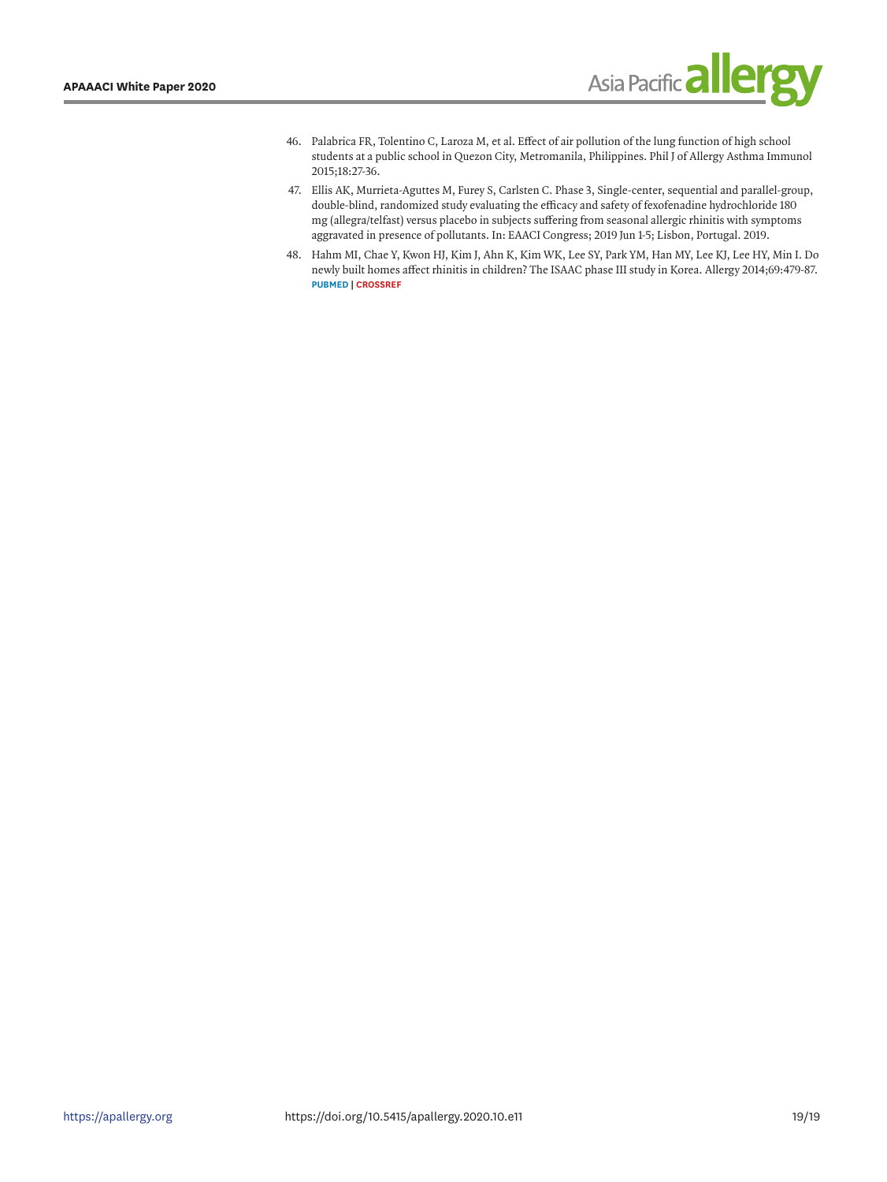46. Palabrica FR, Tolentino C, Laroza M, et al. Effect of air pollution of the lung function of high school students at a public school in Quezon City, Metromanila, Philippines. Phil J of Allergy Asthma Immunol 2015;18:27-36.

47. Ellis AK, Murrieta-Aguttes M, Furey S, Carlsten C. Phase 3, Single-center, sequential and parallel-group, double-blind, randomized study evaluating the efficacy and safety of fexofenadine hydrochloride 180 mg (allegra/telfast) versus placebo in subjects suffering from seasonal allergic rhinitis with symptoms aggravated in presence of pollutants. In: EAACI Congress; 2019 Jun 1-5; Lisbon, Portugal. 2019.

48. Hahm MI, Chae Y, Kwon HJ, Kim J, Ahn K, Kim WK, Lee SY, Park YM, Han MY, Lee KJ, Lee HY, Min I. Do newly built homes affect rhinitis in children? The ISAAC phase III study in Korea. Allergy 2014;69:479-87.
**PUBMED** | **CROSSREF**